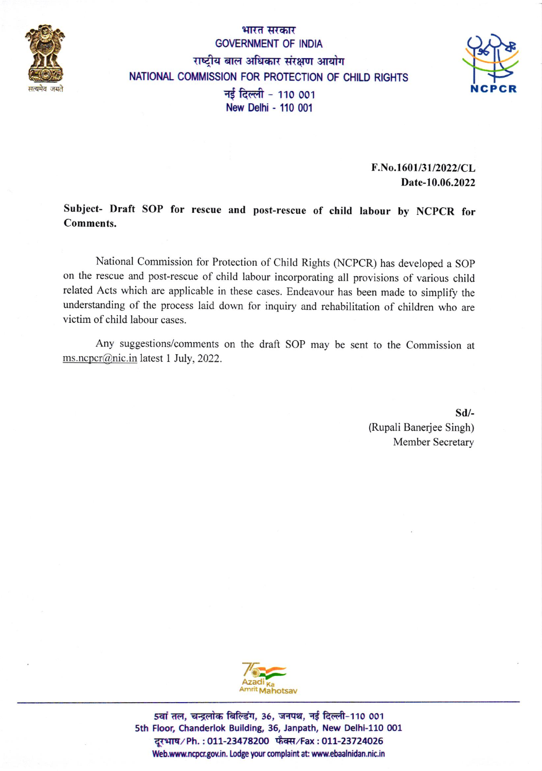भारत सरकार
GOVERNMENT OF INDIA
राष्ट्रीय बाल अधिकार संरक्षण आयोग
NATIONAL COMMISSION FOR PROTECTION OF CHILD RIGHTS
नई दिल्ली - 110 001
New Delhi - 110 001

**F.No.1601/31/2022/CL**
**Date-10.06.2022**

**Subject- Draft SOP for rescue and post-rescue of child labour by NCPCR for Comments.**

National Commission for Protection of Child Rights (NCPCR) has developed a SOP on the rescue and post-rescue of child labour incorporating all provisions of various child related Acts which are applicable in these cases. Endeavour has been made to simplify the understanding of the process laid down for inquiry and rehabilitation of children who are victim of child labour cases.

Any suggestions/comments on the draft SOP may be sent to the Commission at ms.ncpcr@nic.in latest 1 July, 2022.

**Sd/-**
(Rupali Banerjee Singh)
Member Secretary

5वां तल, चन्द्रलोक बिल्डिंग, 36, जनपथ, नई दिल्ली-110 001
5th Floor, Chanderlok Building, 36, Janpath, New Delhi-110 001
दूरभाष/Ph. : 011-23478200 फैक्स/Fax : 011-23724026
Web.www.ncpcr.gov.in. Lodge your complaint at: www.ebaalnidan.nic.in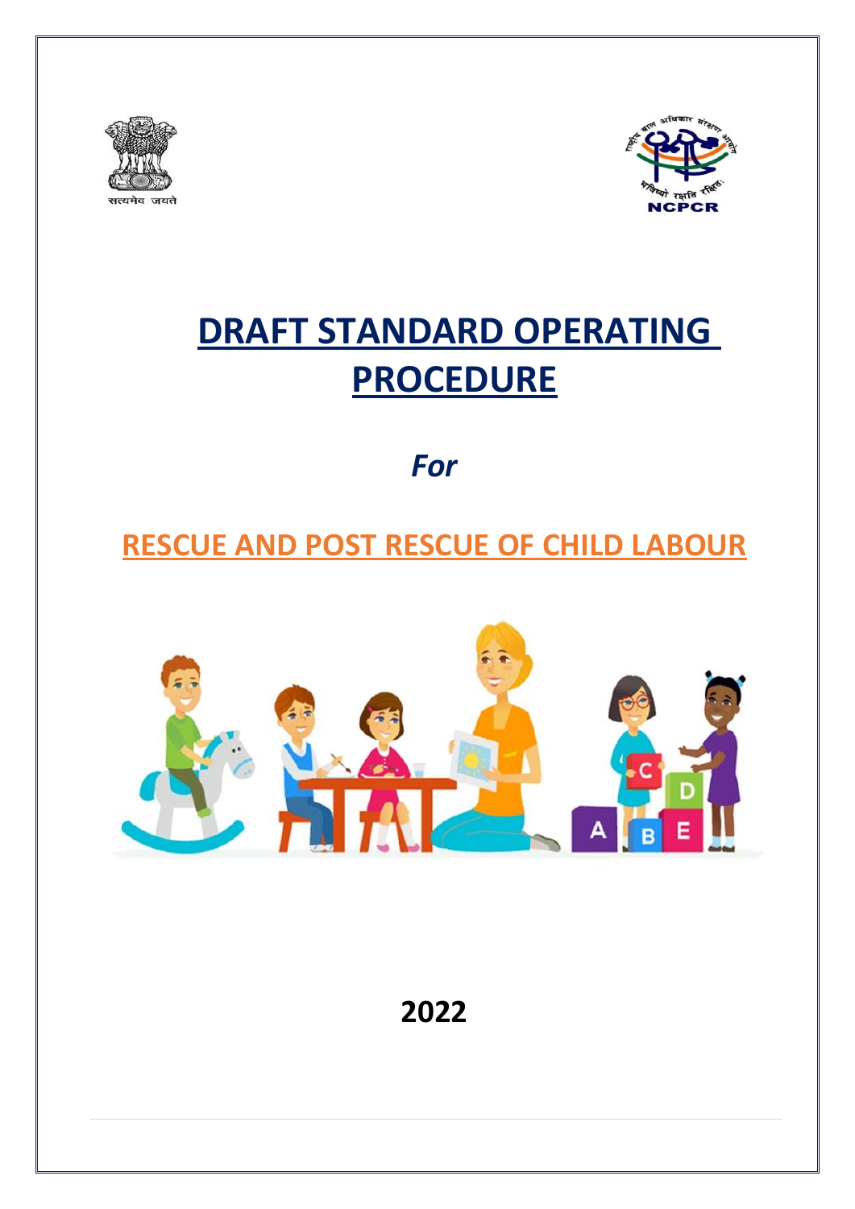# DRAFT STANDARD OPERATING PROCEDURE

*For*

## RESCUE AND POST RESCUE OF CHILD LABOUR

**2022**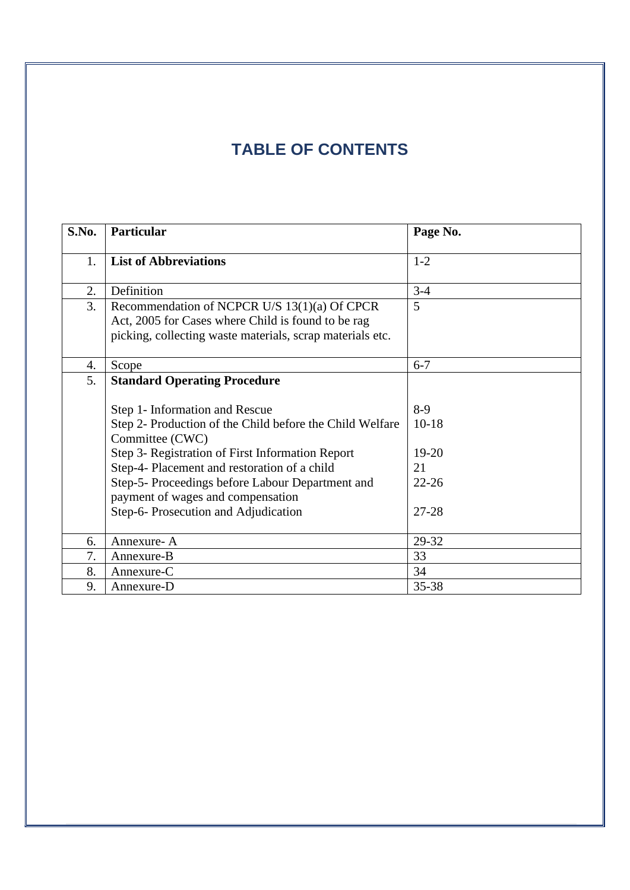# TABLE OF CONTENTS

| S.No. | Particular | Page No. |
|---|---|---|
| 1. | **List of Abbreviations** | 1-2 |
| 2. | Definition | 3-4 |
| 3. | Recommendation of NCPCR U/S 13(1)(a) Of CPCR Act, 2005 for Cases where Child is found to be rag picking, collecting waste materials, scrap materials etc. | 5 |
| 4. | Scope | 6-7 |
| 5. | **Standard Operating Procedure** | |
| | Step 1- Information and Rescue | 8-9 |
| | Step 2- Production of the Child before the Child Welfare Committee (CWC) | 10-18 |
| | Step 3- Registration of First Information Report | 19-20 |
| | Step-4- Placement and restoration of a child | 21 |
| | Step-5- Proceedings before Labour Department and payment of wages and compensation | 22-26 |
| | Step-6- Prosecution and Adjudication | 27-28 |
| 6. | Annexure- A | 29-32 |
| 7. | Annexure-B | 33 |
| 8. | Annexure-C | 34 |
| 9. | Annexure-D | 35-38 |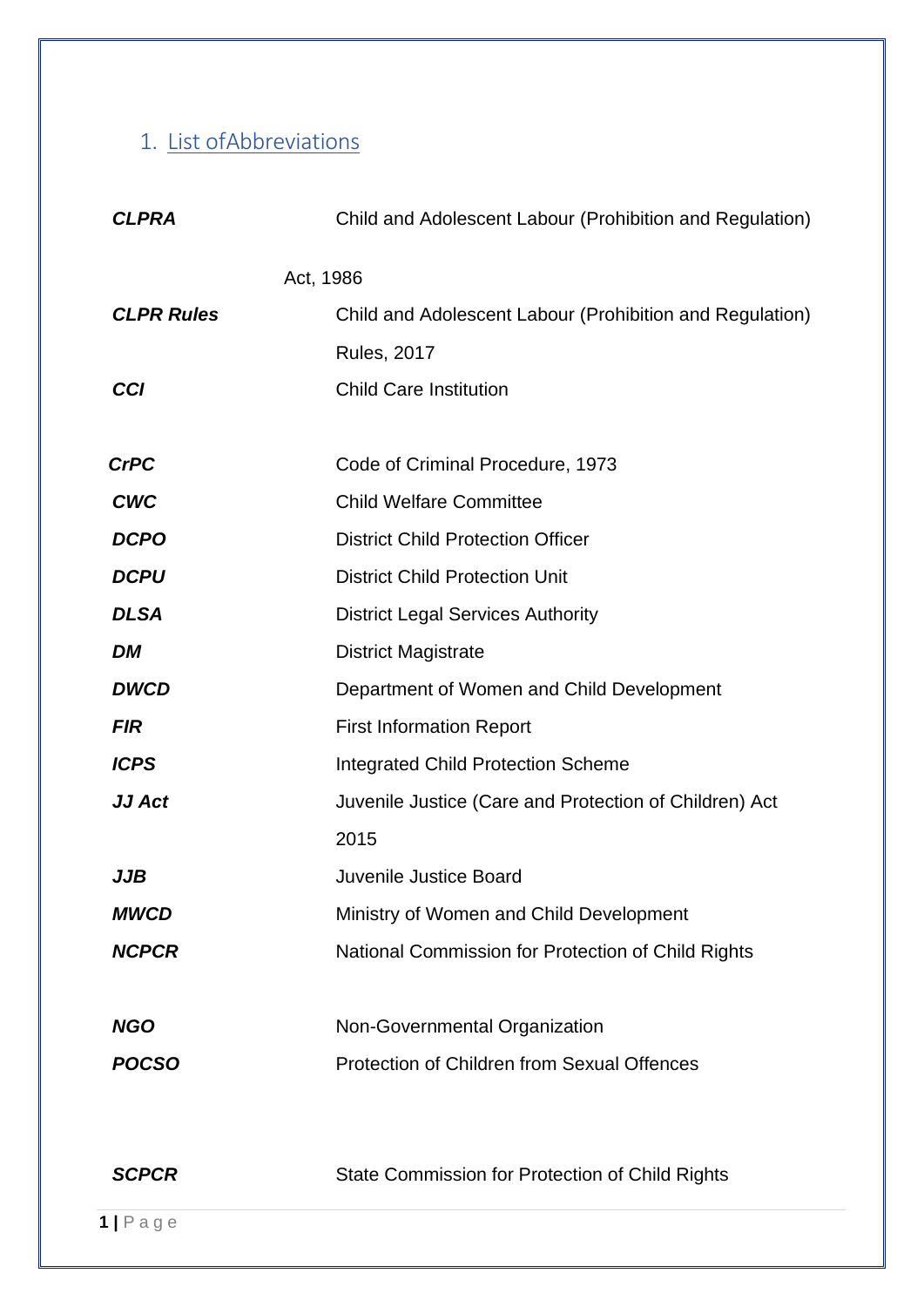# 1. List ofAbbreviations

| | |
|---|---|
| ***CLPRA*** | Child and Adolescent Labour (Prohibition and Regulation) Act, 1986 |
| ***CLPR Rules*** | Child and Adolescent Labour (Prohibition and Regulation) Rules, 2017 |
| ***CCI*** | Child Care Institution |
| ***CrPC*** | Code of Criminal Procedure, 1973 |
| ***CWC*** | Child Welfare Committee |
| ***DCPO*** | District Child Protection Officer |
| ***DCPU*** | District Child Protection Unit |
| ***DLSA*** | District Legal Services Authority |
| ***DM*** | District Magistrate |
| ***DWCD*** | Department of Women and Child Development |
| ***FIR*** | First Information Report |
| ***ICPS*** | Integrated Child Protection Scheme |
| ***JJ Act*** | Juvenile Justice (Care and Protection of Children) Act 2015 |
| ***JJB*** | Juvenile Justice Board |
| ***MWCD*** | Ministry of Women and Child Development |
| ***NCPCR*** | National Commission for Protection of Child Rights |
| ***NGO*** | Non-Governmental Organization |
| ***POCSO*** | Protection of Children from Sexual Offences |
| ***SCPCR*** | State Commission for Protection of Child Rights |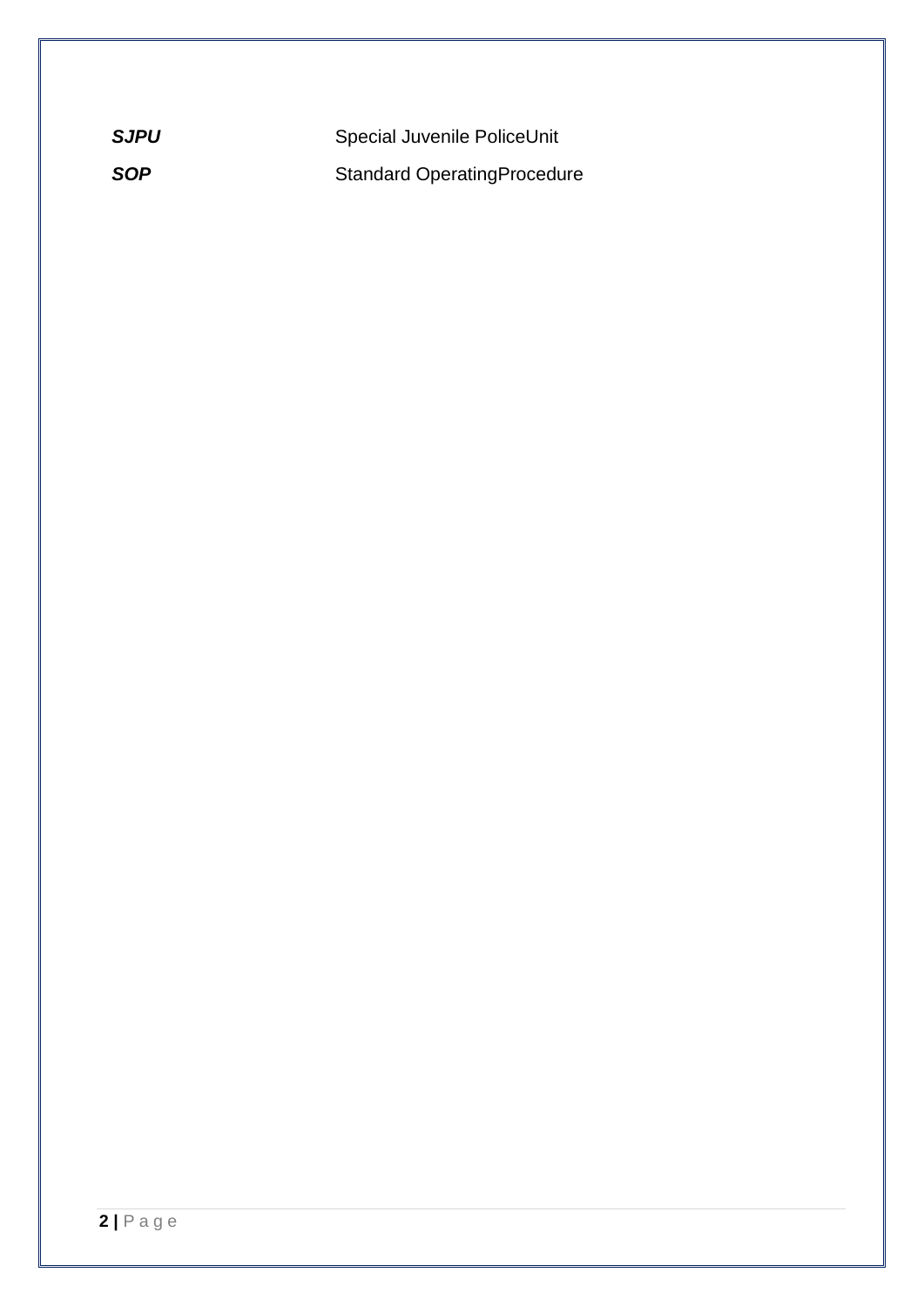| | |
|---|---|
| ***SJPU*** | Special Juvenile PoliceUnit |
| ***SOP*** | Standard OperatingProcedure |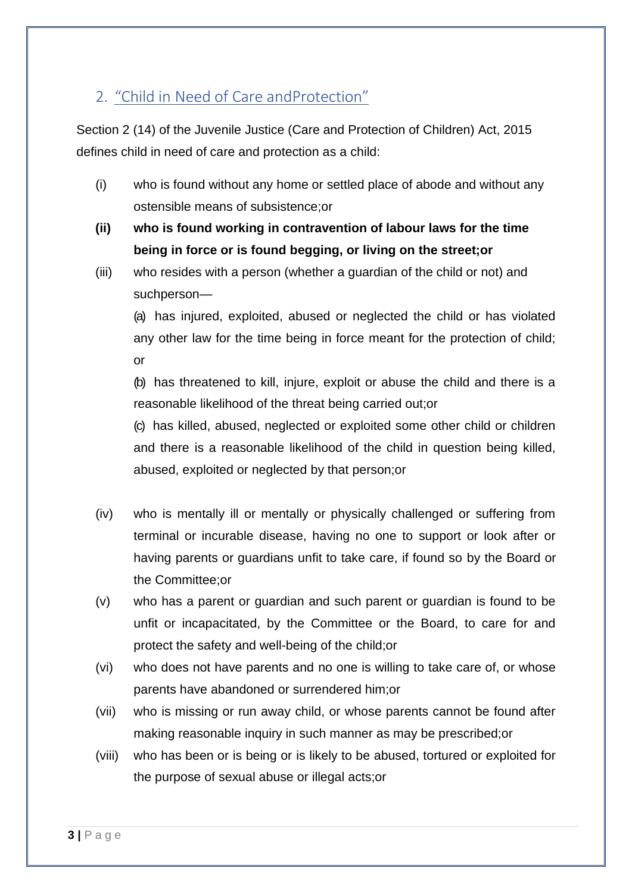## 2. "Child in Need of Care andProtection"

Section 2 (14) of the Juvenile Justice (Care and Protection of Children) Act, 2015 defines child in need of care and protection as a child:

(i) who is found without any home or settled place of abode and without any ostensible means of subsistence;or

**(ii) who is found working in contravention of labour laws for the time being in force or is found begging, or living on the street;or**

(iii) who resides with a person (whether a guardian of the child or not) and suchperson—

(a) has injured, exploited, abused or neglected the child or has violated any other law for the time being in force meant for the protection of child; or

(b) has threatened to kill, injure, exploit or abuse the child and there is a reasonable likelihood of the threat being carried out;or

(c) has killed, abused, neglected or exploited some other child or children and there is a reasonable likelihood of the child in question being killed, abused, exploited or neglected by that person;or

(iv) who is mentally ill or mentally or physically challenged or suffering from terminal or incurable disease, having no one to support or look after or having parents or guardians unfit to take care, if found so by the Board or the Committee;or

(v) who has a parent or guardian and such parent or guardian is found to be unfit or incapacitated, by the Committee or the Board, to care for and protect the safety and well-being of the child;or

(vi) who does not have parents and no one is willing to take care of, or whose parents have abandoned or surrendered him;or

(vii) who is missing or run away child, or whose parents cannot be found after making reasonable inquiry in such manner as may be prescribed;or

(viii) who has been or is being or is likely to be abused, tortured or exploited for the purpose of sexual abuse or illegal acts;or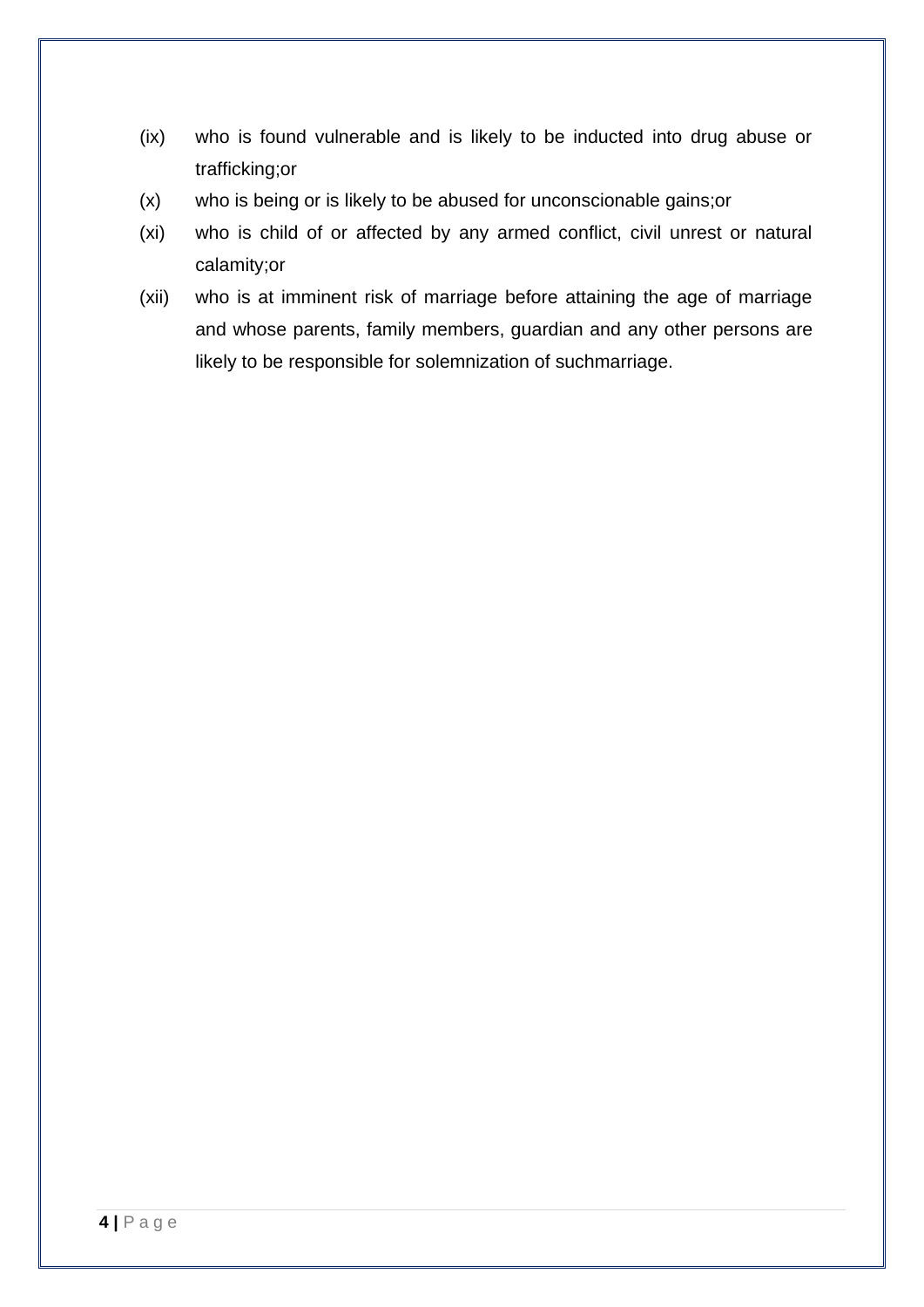(ix) who is found vulnerable and is likely to be inducted into drug abuse or trafficking;or

(x) who is being or is likely to be abused for unconscionable gains;or

(xi) who is child of or affected by any armed conflict, civil unrest or natural calamity;or

(xii) who is at imminent risk of marriage before attaining the age of marriage and whose parents, family members, guardian and any other persons are likely to be responsible for solemnization of suchmarriage.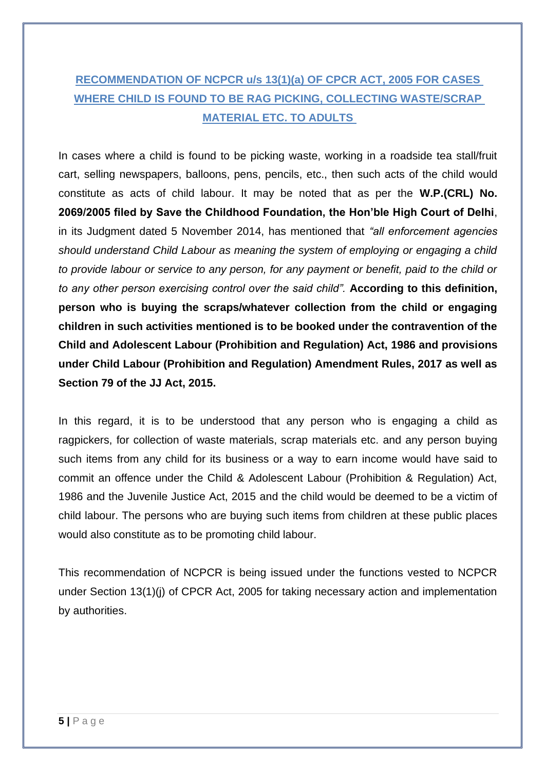## RECOMMENDATION OF NCPCR u/s 13(1)(a) OF CPCR ACT, 2005 FOR CASES WHERE CHILD IS FOUND TO BE RAG PICKING, COLLECTING WASTE/SCRAP MATERIAL ETC. TO ADULTS

In cases where a child is found to be picking waste, working in a roadside tea stall/fruit cart, selling newspapers, balloons, pens, pencils, etc., then such acts of the child would constitute as acts of child labour. It may be noted that as per the **W.P.(CRL) No. 2069/2005 filed by Save the Childhood Foundation, the Hon'ble High Court of Delhi**, in its Judgment dated 5 November 2014, has mentioned that *"all enforcement agencies should understand Child Labour as meaning the system of employing or engaging a child to provide labour or service to any person, for any payment or benefit, paid to the child or to any other person exercising control over the said child".* **According to this definition, person who is buying the scraps/whatever collection from the child or engaging children in such activities mentioned is to be booked under the contravention of the Child and Adolescent Labour (Prohibition and Regulation) Act, 1986 and provisions under Child Labour (Prohibition and Regulation) Amendment Rules, 2017 as well as Section 79 of the JJ Act, 2015.**

In this regard, it is to be understood that any person who is engaging a child as ragpickers, for collection of waste materials, scrap materials etc. and any person buying such items from any child for its business or a way to earn income would have said to commit an offence under the Child & Adolescent Labour (Prohibition & Regulation) Act, 1986 and the Juvenile Justice Act, 2015 and the child would be deemed to be a victim of child labour. The persons who are buying such items from children at these public places would also constitute as to be promoting child labour.

This recommendation of NCPCR is being issued under the functions vested to NCPCR under Section 13(1)(j) of CPCR Act, 2005 for taking necessary action and implementation by authorities.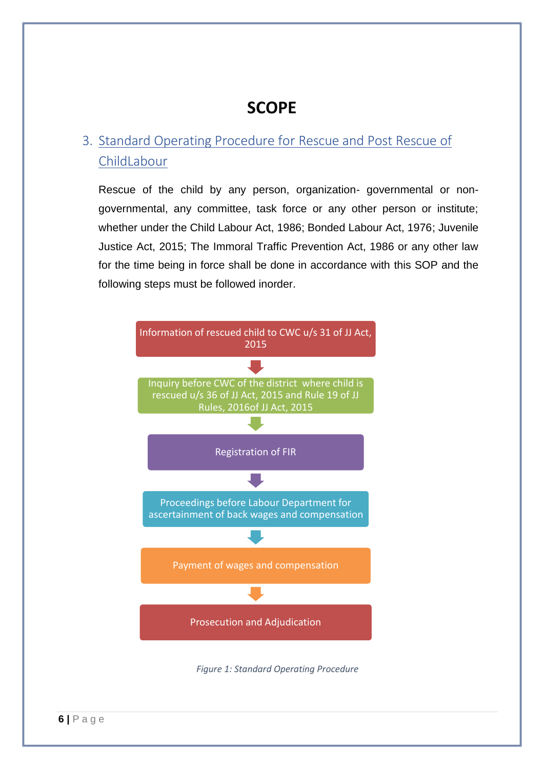# SCOPE

## 3. Standard Operating Procedure for Rescue and Post Rescue of ChildLabour

Rescue of the child by any person, organization- governmental or non-governmental, any committee, task force or any other person or institute; whether under the Child Labour Act, 1986; Bonded Labour Act, 1976; Juvenile Justice Act, 2015; The Immoral Traffic Prevention Act, 1986 or any other law for the time being in force shall be done in accordance with this SOP and the following steps must be followed inorder.

Information of rescued child to CWC u/s 31 of JJ Act, 2015

↓

Inquiry before CWC of the district where child is rescued u/s 36 of JJ Act, 2015 and Rule 19 of JJ Rules, 2016of JJ Act, 2015

↓

Registration of FIR

↓

Proceedings before Labour Department for ascertainment of back wages and compensation

↓

Payment of wages and compensation

↓

Prosecution and Adjudication

*Figure 1: Standard Operating Procedure*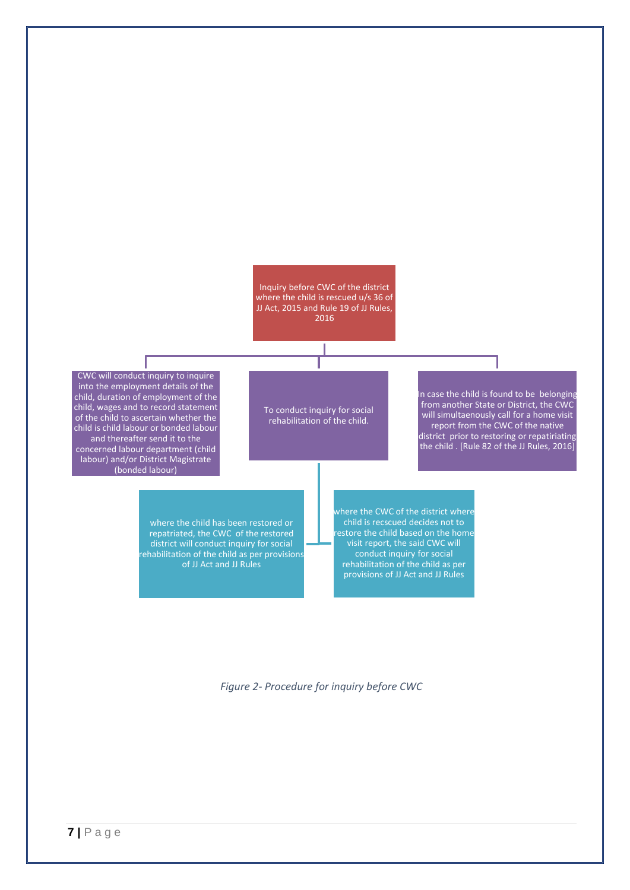Inquiry before CWC of the district where the child is rescued u/s 36 of JJ Act, 2015 and Rule 19 of JJ Rules, 2016

- CWC will conduct inquiry to inquire into the employment details of the child, duration of employment of the child, wages and to record statement of the child to ascertain whether the child is child labour or bonded labour and thereafter send it to the concerned labour department (child labour) and/or District Magistrate (bonded labour)
- To conduct inquiry for social rehabilitation of the child.
  - where the child has been restored or repatriated, the CWC of the restored district will conduct inquiry for social rehabilitation of the child as per provisions of JJ Act and JJ Rules
  - where the CWC of the district where child is recscued decides not to restore the child based on the home visit report, the said CWC will conduct inquiry for social rehabilitation of the child as per provisions of JJ Act and JJ Rules
- In case the child is found to be belonging from another State or District, the CWC will simultaenously call for a home visit report from the CWC of the native district prior to restoring or repatiriating the child . [Rule 82 of the JJ Rules, 2016]

*Figure 2- Procedure for inquiry before CWC*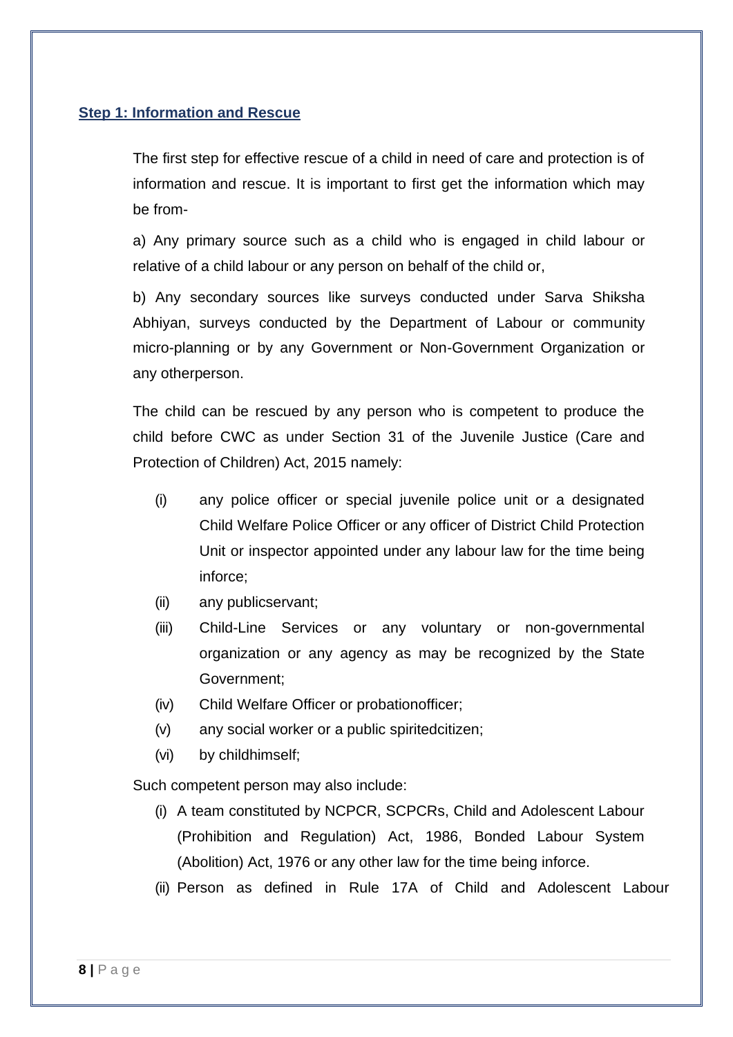## Step 1: Information and Rescue

The first step for effective rescue of a child in need of care and protection is of information and rescue. It is important to first get the information which may be from-

a) Any primary source such as a child who is engaged in child labour or relative of a child labour or any person on behalf of the child or,

b) Any secondary sources like surveys conducted under Sarva Shiksha Abhiyan, surveys conducted by the Department of Labour or community micro-planning or by any Government or Non-Government Organization or any otherperson.

The child can be rescued by any person who is competent to produce the child before CWC as under Section 31 of the Juvenile Justice (Care and Protection of Children) Act, 2015 namely:

(i) any police officer or special juvenile police unit or a designated Child Welfare Police Officer or any officer of District Child Protection Unit or inspector appointed under any labour law for the time being inforce;

(ii) any publicservant;

(iii) Child-Line Services or any voluntary or non-governmental organization or any agency as may be recognized by the State Government;

(iv) Child Welfare Officer or probationofficer;

(v) any social worker or a public spiritedcitizen;

(vi) by childhimself;

Such competent person may also include:

(i) A team constituted by NCPCR, SCPCRs, Child and Adolescent Labour (Prohibition and Regulation) Act, 1986, Bonded Labour System (Abolition) Act, 1976 or any other law for the time being inforce.

(ii) Person as defined in Rule 17A of Child and Adolescent Labour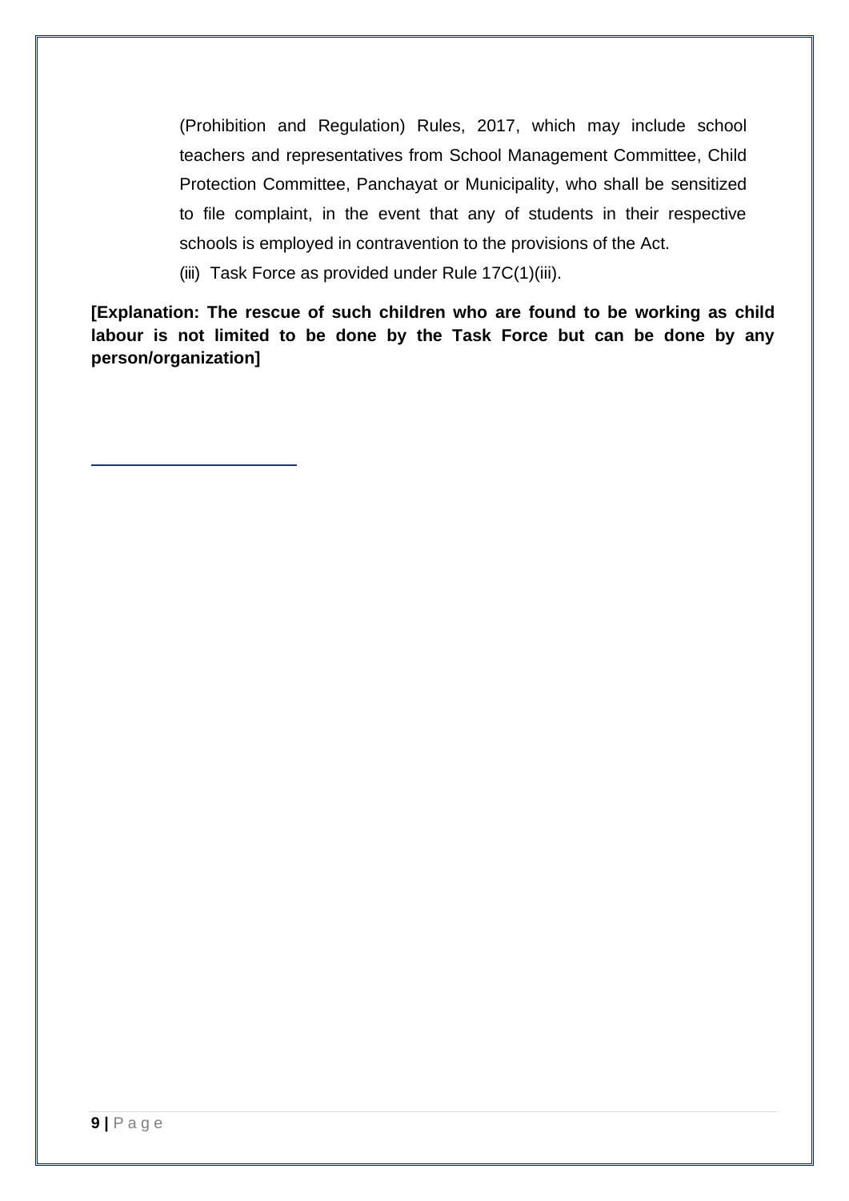(Prohibition and Regulation) Rules, 2017, which may include school teachers and representatives from School Management Committee, Child Protection Committee, Panchayat or Municipality, who shall be sensitized to file complaint, in the event that any of students in their respective schools is employed in contravention to the provisions of the Act.

(iii) Task Force as provided under Rule 17C(1)(iii).

**[Explanation: The rescue of such children who are found to be working as child labour is not limited to be done by the Task Force but can be done by any person/organization]**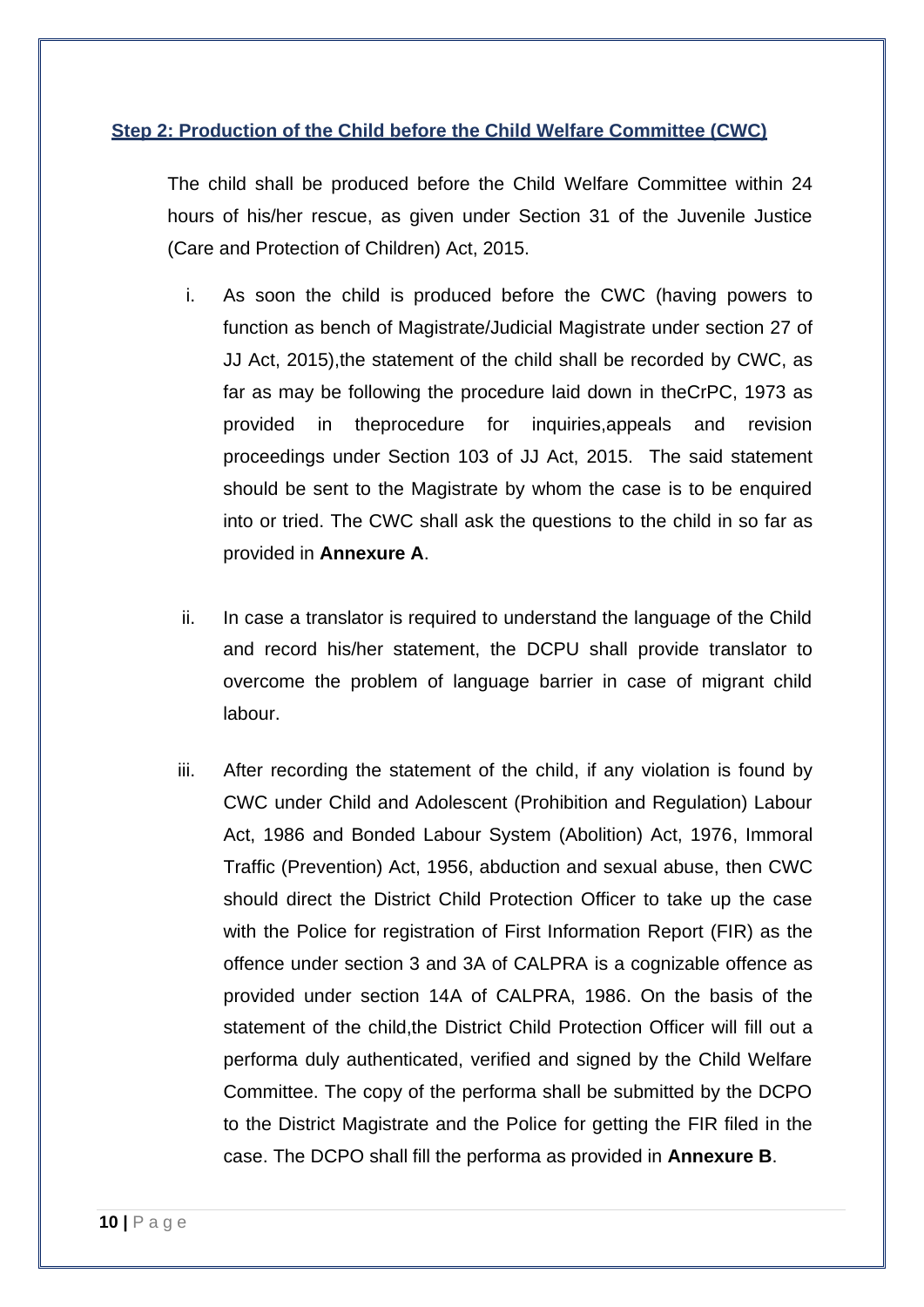## Step 2: Production of the Child before the Child Welfare Committee (CWC)

The child shall be produced before the Child Welfare Committee within 24 hours of his/her rescue, as given under Section 31 of the Juvenile Justice (Care and Protection of Children) Act, 2015.

i. As soon the child is produced before the CWC (having powers to function as bench of Magistrate/Judicial Magistrate under section 27 of JJ Act, 2015),the statement of the child shall be recorded by CWC, as far as may be following the procedure laid down in theCrPC, 1973 as provided in theprocedure for inquiries,appeals and revision proceedings under Section 103 of JJ Act, 2015. The said statement should be sent to the Magistrate by whom the case is to be enquired into or tried. The CWC shall ask the questions to the child in so far as provided in **Annexure A**.

ii. In case a translator is required to understand the language of the Child and record his/her statement, the DCPU shall provide translator to overcome the problem of language barrier in case of migrant child labour.

iii. After recording the statement of the child, if any violation is found by CWC under Child and Adolescent (Prohibition and Regulation) Labour Act, 1986 and Bonded Labour System (Abolition) Act, 1976, Immoral Traffic (Prevention) Act, 1956, abduction and sexual abuse, then CWC should direct the District Child Protection Officer to take up the case with the Police for registration of First Information Report (FIR) as the offence under section 3 and 3A of CALPRA is a cognizable offence as provided under section 14A of CALPRA, 1986. On the basis of the statement of the child,the District Child Protection Officer will fill out a performa duly authenticated, verified and signed by the Child Welfare Committee. The copy of the performa shall be submitted by the DCPO to the District Magistrate and the Police for getting the FIR filed in the case. The DCPO shall fill the performa as provided in **Annexure B**.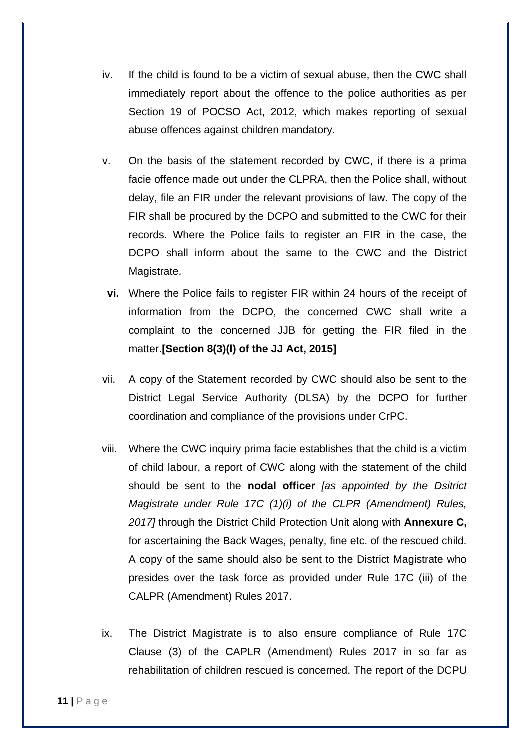iv. If the child is found to be a victim of sexual abuse, then the CWC shall immediately report about the offence to the police authorities as per Section 19 of POCSO Act, 2012, which makes reporting of sexual abuse offences against children mandatory.

v. On the basis of the statement recorded by CWC, if there is a prima facie offence made out under the CLPRA, then the Police shall, without delay, file an FIR under the relevant provisions of law. The copy of the FIR shall be procured by the DCPO and submitted to the CWC for their records. Where the Police fails to register an FIR in the case, the DCPO shall inform about the same to the CWC and the District Magistrate.

**vi.** Where the Police fails to register FIR within 24 hours of the receipt of information from the DCPO, the concerned CWC shall write a complaint to the concerned JJB for getting the FIR filed in the matter.**[Section 8(3)(l) of the JJ Act, 2015]**

vii. A copy of the Statement recorded by CWC should also be sent to the District Legal Service Authority (DLSA) by the DCPO for further coordination and compliance of the provisions under CrPC.

viii. Where the CWC inquiry prima facie establishes that the child is a victim of child labour, a report of CWC along with the statement of the child should be sent to the **nodal officer** *[as appointed by the Dsitrict Magistrate under Rule 17C (1)(i) of the CLPR (Amendment) Rules, 2017]* through the District Child Protection Unit along with **Annexure C,** for ascertaining the Back Wages, penalty, fine etc. of the rescued child. A copy of the same should also be sent to the District Magistrate who presides over the task force as provided under Rule 17C (iii) of the CALPR (Amendment) Rules 2017.

ix. The District Magistrate is to also ensure compliance of Rule 17C Clause (3) of the CAPLR (Amendment) Rules 2017 in so far as rehabilitation of children rescued is concerned. The report of the DCPU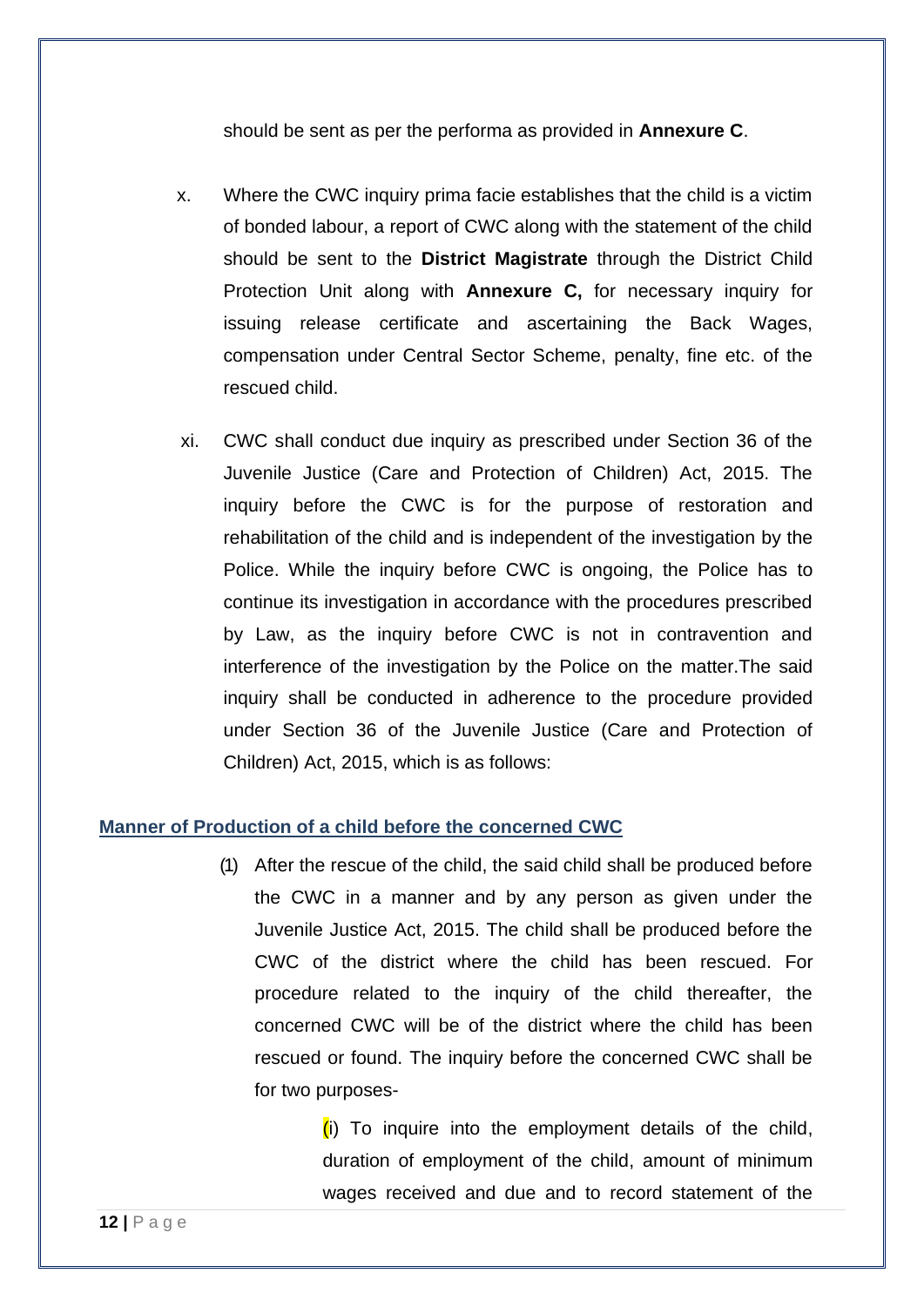should be sent as per the performa as provided in **Annexure C**.

x. Where the CWC inquiry prima facie establishes that the child is a victim of bonded labour, a report of CWC along with the statement of the child should be sent to the **District Magistrate** through the District Child Protection Unit along with **Annexure C,** for necessary inquiry for issuing release certificate and ascertaining the Back Wages, compensation under Central Sector Scheme, penalty, fine etc. of the rescued child.

xi. CWC shall conduct due inquiry as prescribed under Section 36 of the Juvenile Justice (Care and Protection of Children) Act, 2015. The inquiry before the CWC is for the purpose of restoration and rehabilitation of the child and is independent of the investigation by the Police. While the inquiry before CWC is ongoing, the Police has to continue its investigation in accordance with the procedures prescribed by Law, as the inquiry before CWC is not in contravention and interference of the investigation by the Police on the matter.The said inquiry shall be conducted in adherence to the procedure provided under Section 36 of the Juvenile Justice (Care and Protection of Children) Act, 2015, which is as follows:

## Manner of Production of a child before the concerned CWC

(1) After the rescue of the child, the said child shall be produced before the CWC in a manner and by any person as given under the Juvenile Justice Act, 2015. The child shall be produced before the CWC of the district where the child has been rescued. For procedure related to the inquiry of the child thereafter, the concerned CWC will be of the district where the child has been rescued or found. The inquiry before the concerned CWC shall be for two purposes-

(i) To inquire into the employment details of the child, duration of employment of the child, amount of minimum wages received and due and to record statement of the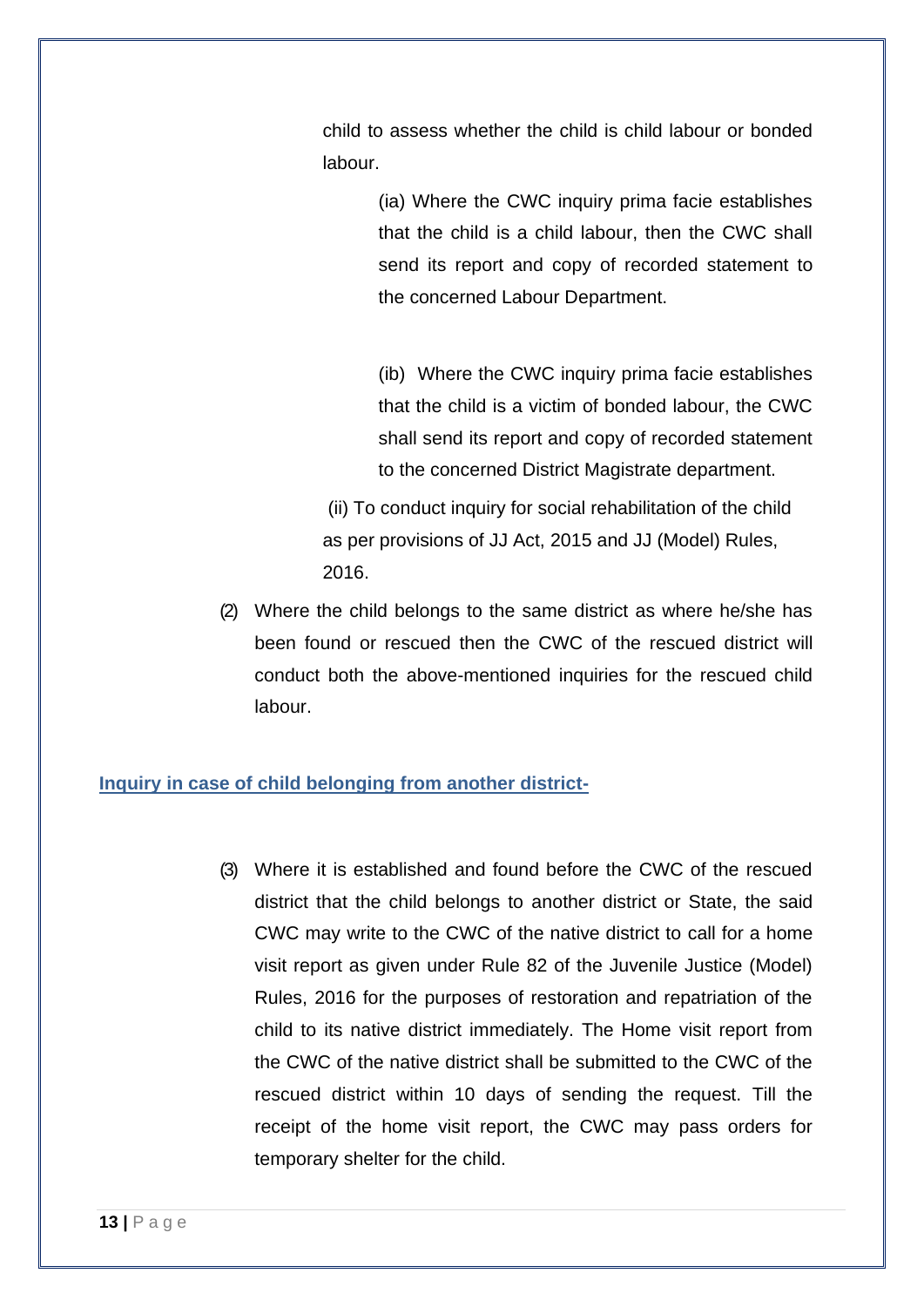child to assess whether the child is child labour or bonded labour.

(ia) Where the CWC inquiry prima facie establishes that the child is a child labour, then the CWC shall send its report and copy of recorded statement to the concerned Labour Department.

(ib) Where the CWC inquiry prima facie establishes that the child is a victim of bonded labour, the CWC shall send its report and copy of recorded statement to the concerned District Magistrate department.

(ii) To conduct inquiry for social rehabilitation of the child as per provisions of JJ Act, 2015 and JJ (Model) Rules, 2016.

(2) Where the child belongs to the same district as where he/she has been found or rescued then the CWC of the rescued district will conduct both the above-mentioned inquiries for the rescued child labour.

**Inquiry in case of child belonging from another district-**

(3) Where it is established and found before the CWC of the rescued district that the child belongs to another district or State, the said CWC may write to the CWC of the native district to call for a home visit report as given under Rule 82 of the Juvenile Justice (Model) Rules, 2016 for the purposes of restoration and repatriation of the child to its native district immediately. The Home visit report from the CWC of the native district shall be submitted to the CWC of the rescued district within 10 days of sending the request. Till the receipt of the home visit report, the CWC may pass orders for temporary shelter for the child.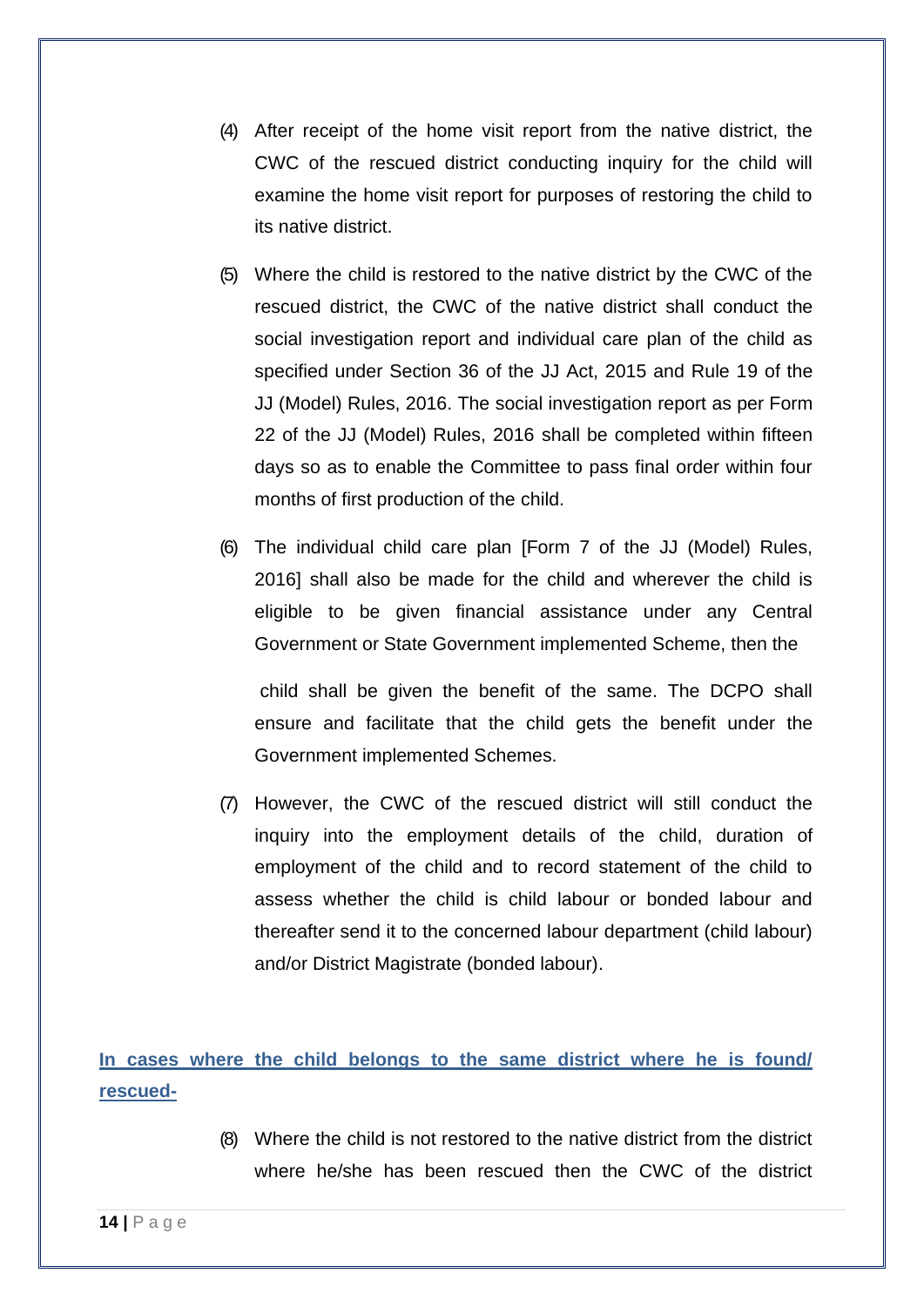(4) After receipt of the home visit report from the native district, the CWC of the rescued district conducting inquiry for the child will examine the home visit report for purposes of restoring the child to its native district.

(5) Where the child is restored to the native district by the CWC of the rescued district, the CWC of the native district shall conduct the social investigation report and individual care plan of the child as specified under Section 36 of the JJ Act, 2015 and Rule 19 of the JJ (Model) Rules, 2016. The social investigation report as per Form 22 of the JJ (Model) Rules, 2016 shall be completed within fifteen days so as to enable the Committee to pass final order within four months of first production of the child.

(6) The individual child care plan [Form 7 of the JJ (Model) Rules, 2016] shall also be made for the child and wherever the child is eligible to be given financial assistance under any Central Government or State Government implemented Scheme, then the child shall be given the benefit of the same. The DCPO shall ensure and facilitate that the child gets the benefit under the Government implemented Schemes.

(7) However, the CWC of the rescued district will still conduct the inquiry into the employment details of the child, duration of employment of the child and to record statement of the child to assess whether the child is child labour or bonded labour and thereafter send it to the concerned labour department (child labour) and/or District Magistrate (bonded labour).

**In cases where the child belongs to the same district where he is found/ rescued-**

(8) Where the child is not restored to the native district from the district where he/she has been rescued then the CWC of the district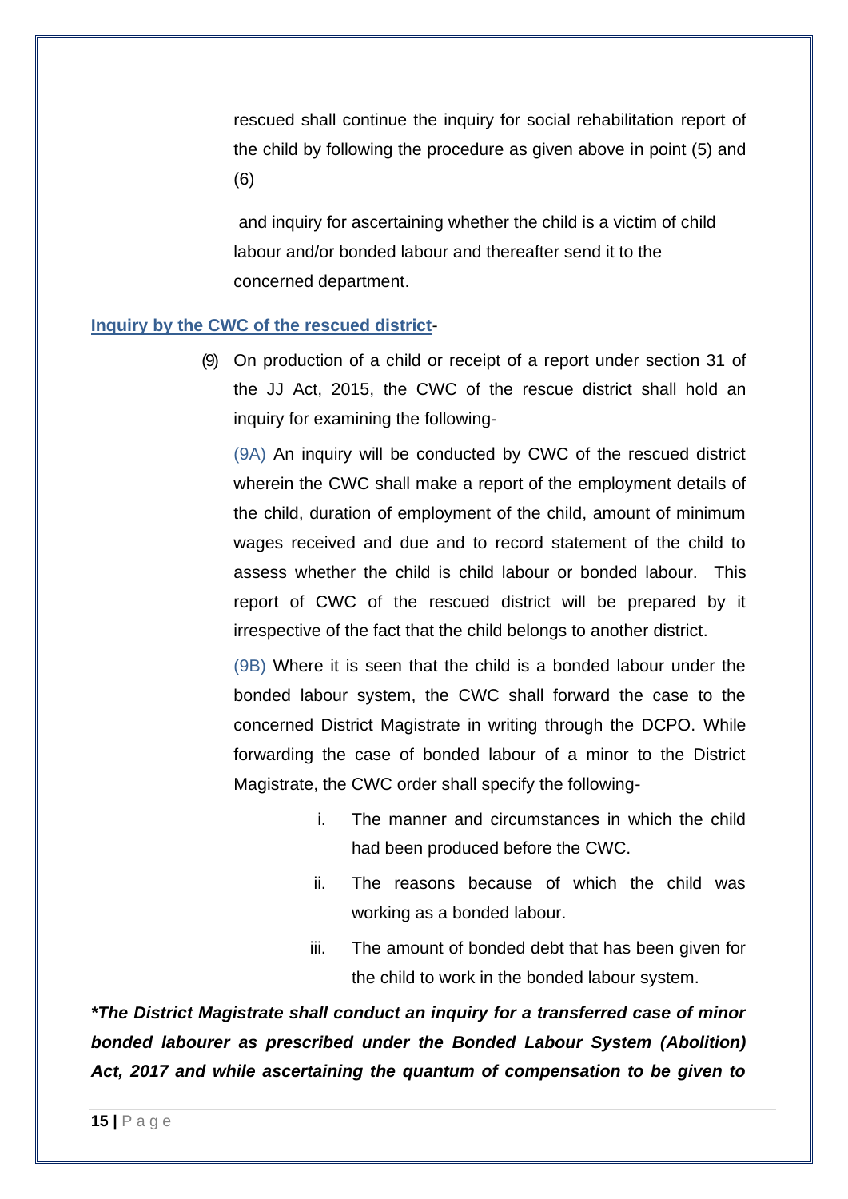rescued shall continue the inquiry for social rehabilitation report of the child by following the procedure as given above in point (5) and (6)

and inquiry for ascertaining whether the child is a victim of child labour and/or bonded labour and thereafter send it to the concerned department.

**Inquiry by the CWC of the rescued district**-

(9) On production of a child or receipt of a report under section 31 of the JJ Act, 2015, the CWC of the rescue district shall hold an inquiry for examining the following-

(9A) An inquiry will be conducted by CWC of the rescued district wherein the CWC shall make a report of the employment details of the child, duration of employment of the child, amount of minimum wages received and due and to record statement of the child to assess whether the child is child labour or bonded labour. This report of CWC of the rescued district will be prepared by it irrespective of the fact that the child belongs to another district.

(9B) Where it is seen that the child is a bonded labour under the bonded labour system, the CWC shall forward the case to the concerned District Magistrate in writing through the DCPO. While forwarding the case of bonded labour of a minor to the District Magistrate, the CWC order shall specify the following-

i. The manner and circumstances in which the child had been produced before the CWC.

ii. The reasons because of which the child was working as a bonded labour.

iii. The amount of bonded debt that has been given for the child to work in the bonded labour system.

***The District Magistrate shall conduct an inquiry for a transferred case of minor bonded labourer as prescribed under the Bonded Labour System (Abolition) Act, 2017 and while ascertaining the quantum of compensation to be given to**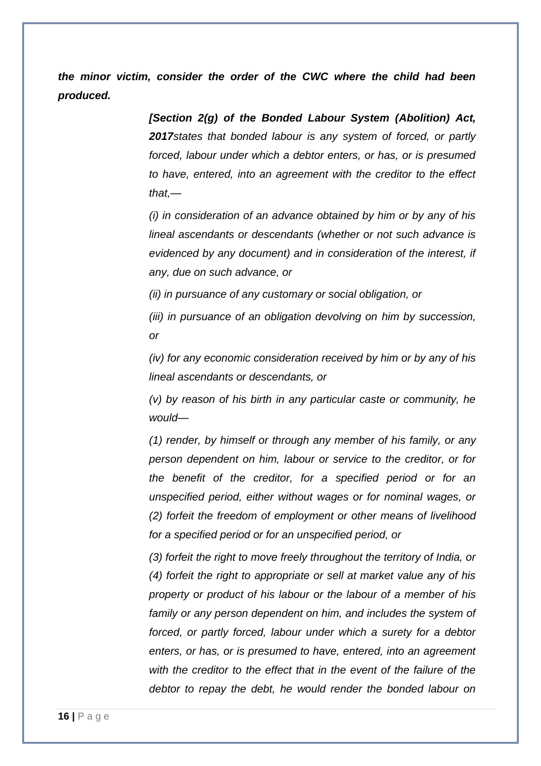***the minor victim, consider the order of the CWC where the child had been produced.***

> ***[Section 2(g) of the Bonded Labour System (Abolition) Act, 2017****states that bonded labour is any system of forced, or partly forced, labour under which a debtor enters, or has, or is presumed to have, entered, into an agreement with the creditor to the effect that,—*
>
> *(i) in consideration of an advance obtained by him or by any of his lineal ascendants or descendants (whether or not such advance is evidenced by any document) and in consideration of the interest, if any, due on such advance, or*
>
> *(ii) in pursuance of any customary or social obligation, or*
>
> *(iii) in pursuance of an obligation devolving on him by succession, or*
>
> *(iv) for any economic consideration received by him or by any of his lineal ascendants or descendants, or*
>
> *(v) by reason of his birth in any particular caste or community, he would—*
>
> *(1) render, by himself or through any member of his family, or any person dependent on him, labour or service to the creditor, or for the benefit of the creditor, for a specified period or for an unspecified period, either without wages or for nominal wages, or*
> *(2) forfeit the freedom of employment or other means of livelihood for a specified period or for an unspecified period, or*
>
> *(3) forfeit the right to move freely throughout the territory of India, or*
> *(4) forfeit the right to appropriate or sell at market value any of his property or product of his labour or the labour of a member of his family or any person dependent on him, and includes the system of forced, or partly forced, labour under which a surety for a debtor enters, or has, or is presumed to have, entered, into an agreement with the creditor to the effect that in the event of the failure of the debtor to repay the debt, he would render the bonded labour on*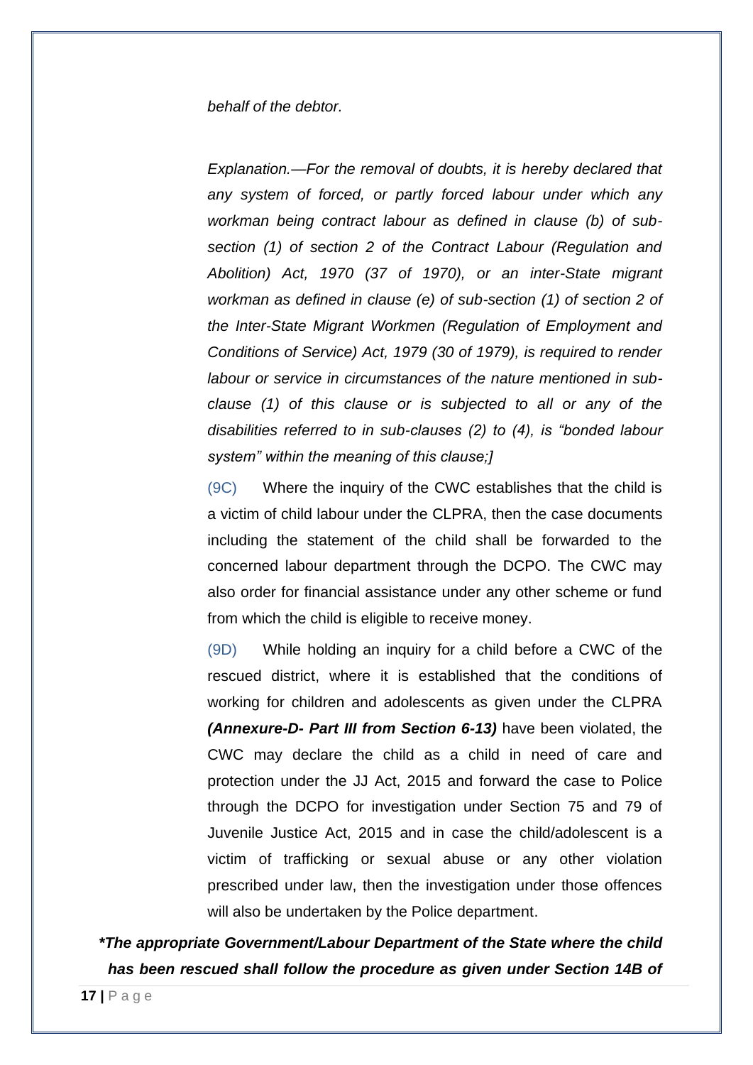*behalf of the debtor.*

*Explanation.—For the removal of doubts, it is hereby declared that any system of forced, or partly forced labour under which any workman being contract labour as defined in clause (b) of sub-section (1) of section 2 of the Contract Labour (Regulation and Abolition) Act, 1970 (37 of 1970), or an inter-State migrant workman as defined in clause (e) of sub-section (1) of section 2 of the Inter-State Migrant Workmen (Regulation of Employment and Conditions of Service) Act, 1979 (30 of 1979), is required to render labour or service in circumstances of the nature mentioned in sub-clause (1) of this clause or is subjected to all or any of the disabilities referred to in sub-clauses (2) to (4), is "bonded labour system" within the meaning of this clause;]*

(9C) Where the inquiry of the CWC establishes that the child is a victim of child labour under the CLPRA, then the case documents including the statement of the child shall be forwarded to the concerned labour department through the DCPO. The CWC may also order for financial assistance under any other scheme or fund from which the child is eligible to receive money.

(9D) While holding an inquiry for a child before a CWC of the rescued district, where it is established that the conditions of working for children and adolescents as given under the CLPRA ***(Annexure-D- Part III from Section 6-13)*** have been violated, the CWC may declare the child as a child in need of care and protection under the JJ Act, 2015 and forward the case to Police through the DCPO for investigation under Section 75 and 79 of Juvenile Justice Act, 2015 and in case the child/adolescent is a victim of trafficking or sexual abuse or any other violation prescribed under law, then the investigation under those offences will also be undertaken by the Police department.

***The appropriate Government/Labour Department of the State where the child has been rescued shall follow the procedure as given under Section 14B of**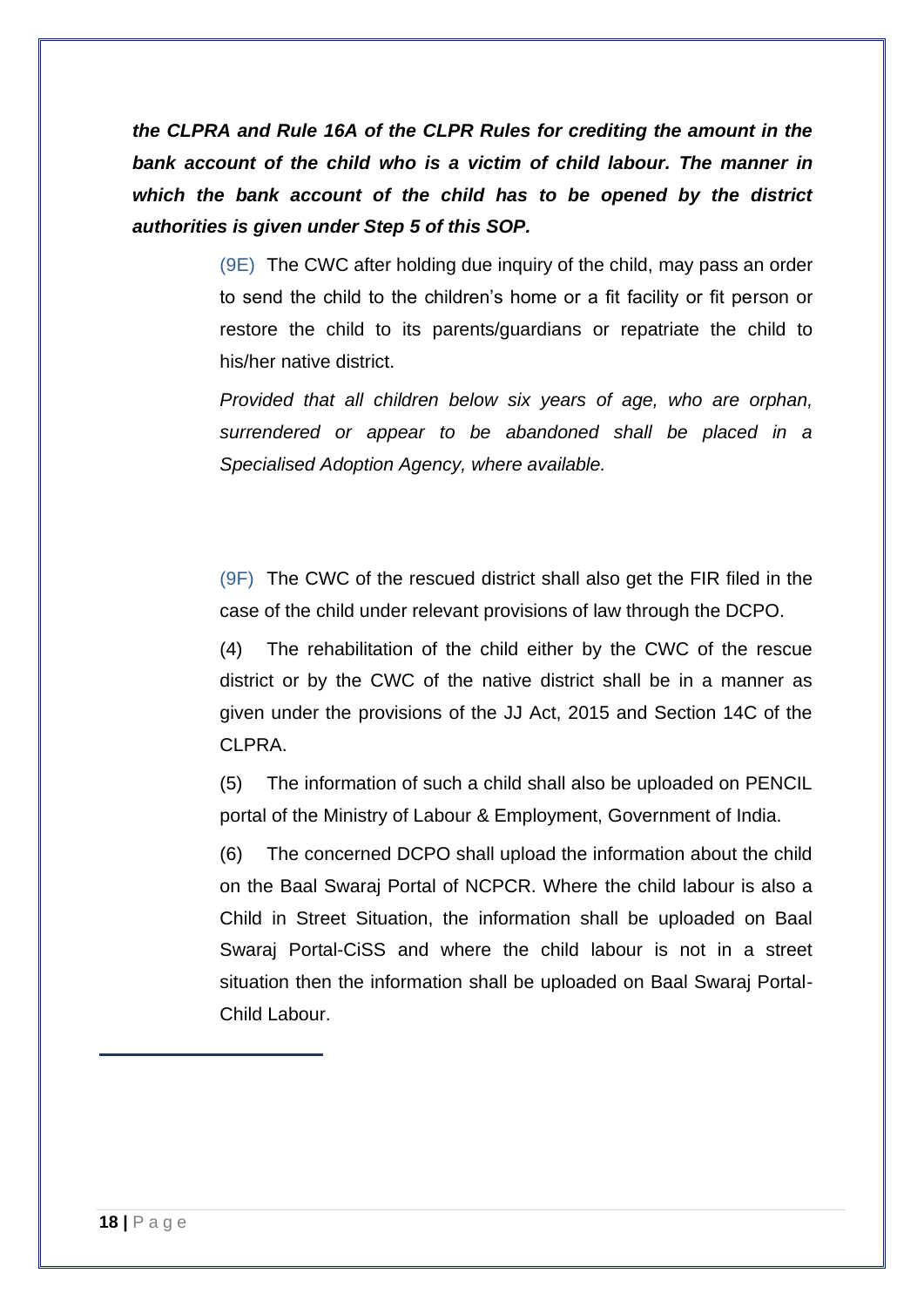***the CLPRA and Rule 16A of the CLPR Rules for crediting the amount in the bank account of the child who is a victim of child labour. The manner in which the bank account of the child has to be opened by the district authorities is given under Step 5 of this SOP.***

(9E) The CWC after holding due inquiry of the child, may pass an order to send the child to the children's home or a fit facility or fit person or restore the child to its parents/guardians or repatriate the child to his/her native district.

*Provided that all children below six years of age, who are orphan, surrendered or appear to be abandoned shall be placed in a Specialised Adoption Agency, where available.*

(9F) The CWC of the rescued district shall also get the FIR filed in the case of the child under relevant provisions of law through the DCPO.

(4) The rehabilitation of the child either by the CWC of the rescue district or by the CWC of the native district shall be in a manner as given under the provisions of the JJ Act, 2015 and Section 14C of the CLPRA.

(5) The information of such a child shall also be uploaded on PENCIL portal of the Ministry of Labour & Employment, Government of India.

(6) The concerned DCPO shall upload the information about the child on the Baal Swaraj Portal of NCPCR. Where the child labour is also a Child in Street Situation, the information shall be uploaded on Baal Swaraj Portal-CiSS and where the child labour is not in a street situation then the information shall be uploaded on Baal Swaraj Portal-Child Labour.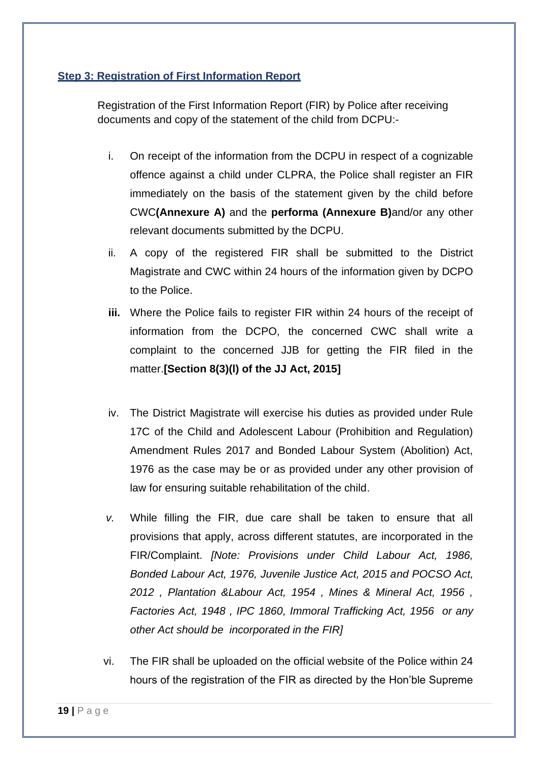**Step 3: Registration of First Information Report**

Registration of the First Information Report (FIR) by Police after receiving documents and copy of the statement of the child from DCPU:-

i. On receipt of the information from the DCPU in respect of a cognizable offence against a child under CLPRA, the Police shall register an FIR immediately on the basis of the statement given by the child before CWC**(Annexure A)** and the **performa (Annexure B)**and/or any other relevant documents submitted by the DCPU.

ii. A copy of the registered FIR shall be submitted to the District Magistrate and CWC within 24 hours of the information given by DCPO to the Police.

**iii.** Where the Police fails to register FIR within 24 hours of the receipt of information from the DCPO, the concerned CWC shall write a complaint to the concerned JJB for getting the FIR filed in the matter.**[Section 8(3)(l) of the JJ Act, 2015]**

iv. The District Magistrate will exercise his duties as provided under Rule 17C of the Child and Adolescent Labour (Prohibition and Regulation) Amendment Rules 2017 and Bonded Labour System (Abolition) Act, 1976 as the case may be or as provided under any other provision of law for ensuring suitable rehabilitation of the child.

*v.* While filling the FIR, due care shall be taken to ensure that all provisions that apply, across different statutes, are incorporated in the FIR/Complaint. *[Note: Provisions under Child Labour Act, 1986, Bonded Labour Act, 1976, Juvenile Justice Act, 2015 and POCSO Act, 2012 , Plantation &Labour Act, 1954 , Mines & Mineral Act, 1956 , Factories Act, 1948 , IPC 1860, Immoral Trafficking Act, 1956 or any other Act should be incorporated in the FIR]*

vi. The FIR shall be uploaded on the official website of the Police within 24 hours of the registration of the FIR as directed by the Hon'ble Supreme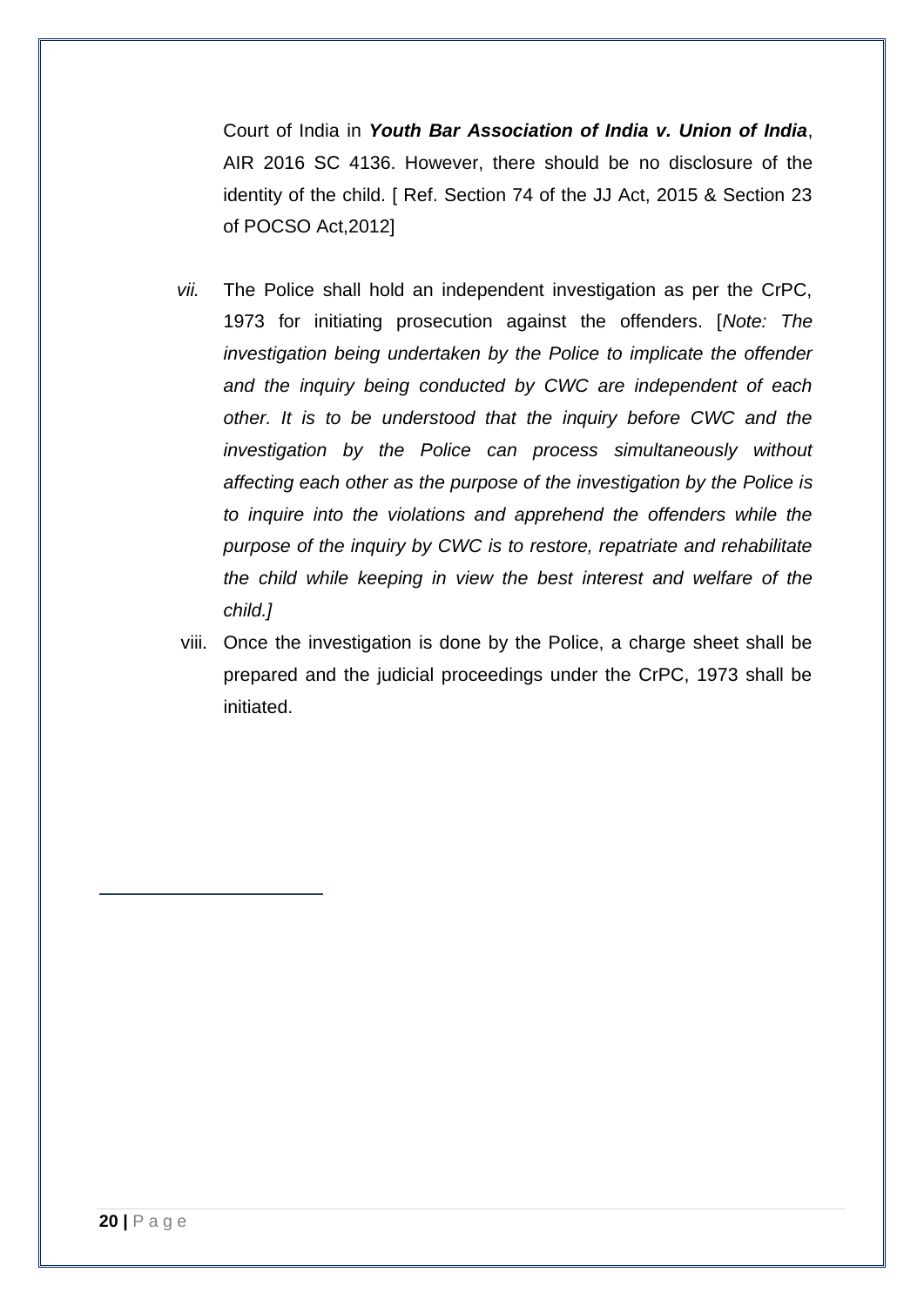Court of India in ***Youth Bar Association of India v. Union of India***, AIR 2016 SC 4136. However, there should be no disclosure of the identity of the child. [ Ref. Section 74 of the JJ Act, 2015 & Section 23 of POCSO Act,2012]

*vii.* The Police shall hold an independent investigation as per the CrPC, 1973 for initiating prosecution against the offenders. [*Note: The investigation being undertaken by the Police to implicate the offender and the inquiry being conducted by CWC are independent of each other. It is to be understood that the inquiry before CWC and the investigation by the Police can process simultaneously without affecting each other as the purpose of the investigation by the Police is to inquire into the violations and apprehend the offenders while the purpose of the inquiry by CWC is to restore, repatriate and rehabilitate the child while keeping in view the best interest and welfare of the child.]*

viii. Once the investigation is done by the Police, a charge sheet shall be prepared and the judicial proceedings under the CrPC, 1973 shall be initiated.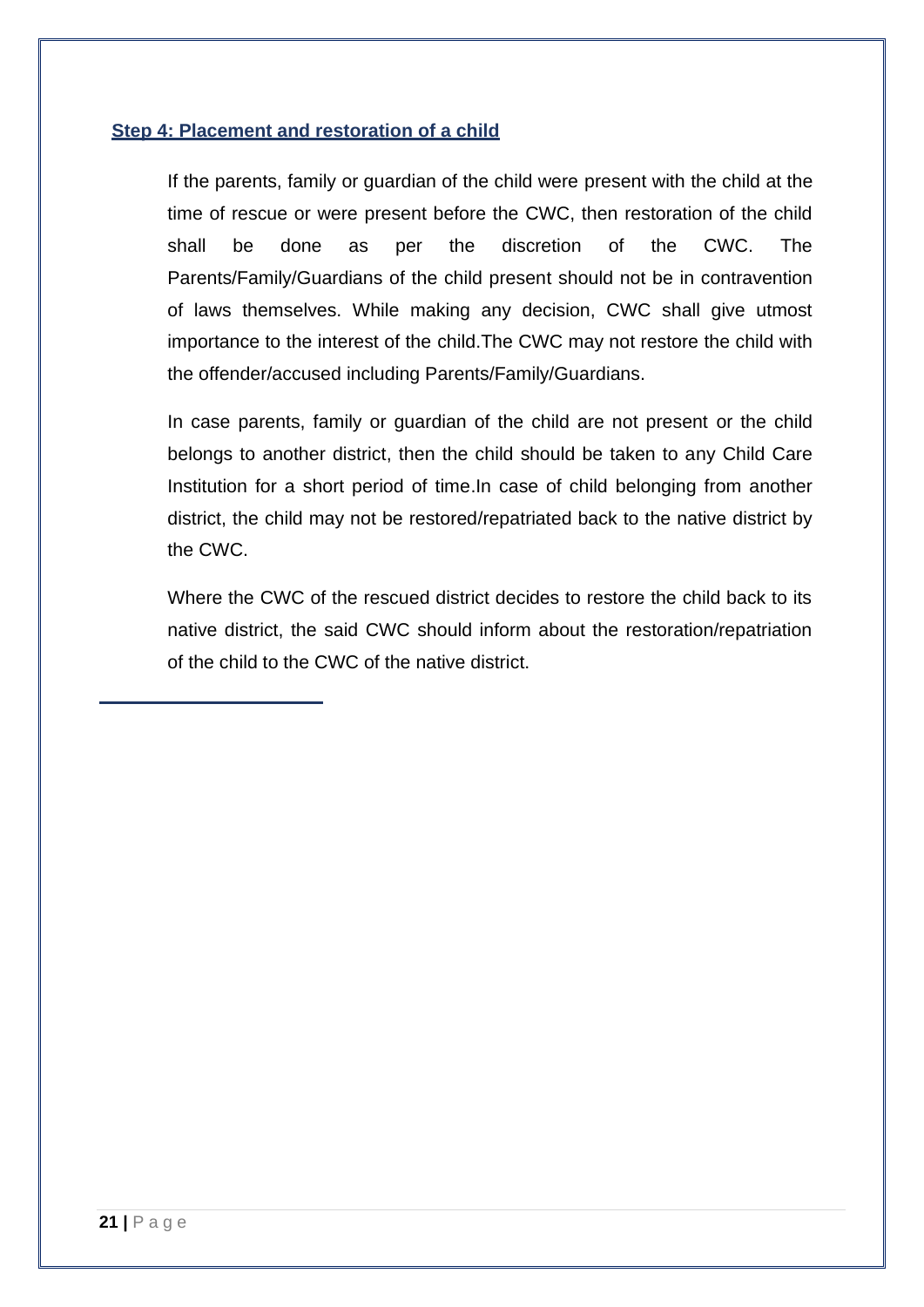### Step 4: Placement and restoration of a child

If the parents, family or guardian of the child were present with the child at the time of rescue or were present before the CWC, then restoration of the child shall be done as per the discretion of the CWC. The Parents/Family/Guardians of the child present should not be in contravention of laws themselves. While making any decision, CWC shall give utmost importance to the interest of the child.The CWC may not restore the child with the offender/accused including Parents/Family/Guardians.

In case parents, family or guardian of the child are not present or the child belongs to another district, then the child should be taken to any Child Care Institution for a short period of time.In case of child belonging from another district, the child may not be restored/repatriated back to the native district by the CWC.

Where the CWC of the rescued district decides to restore the child back to its native district, the said CWC should inform about the restoration/repatriation of the child to the CWC of the native district.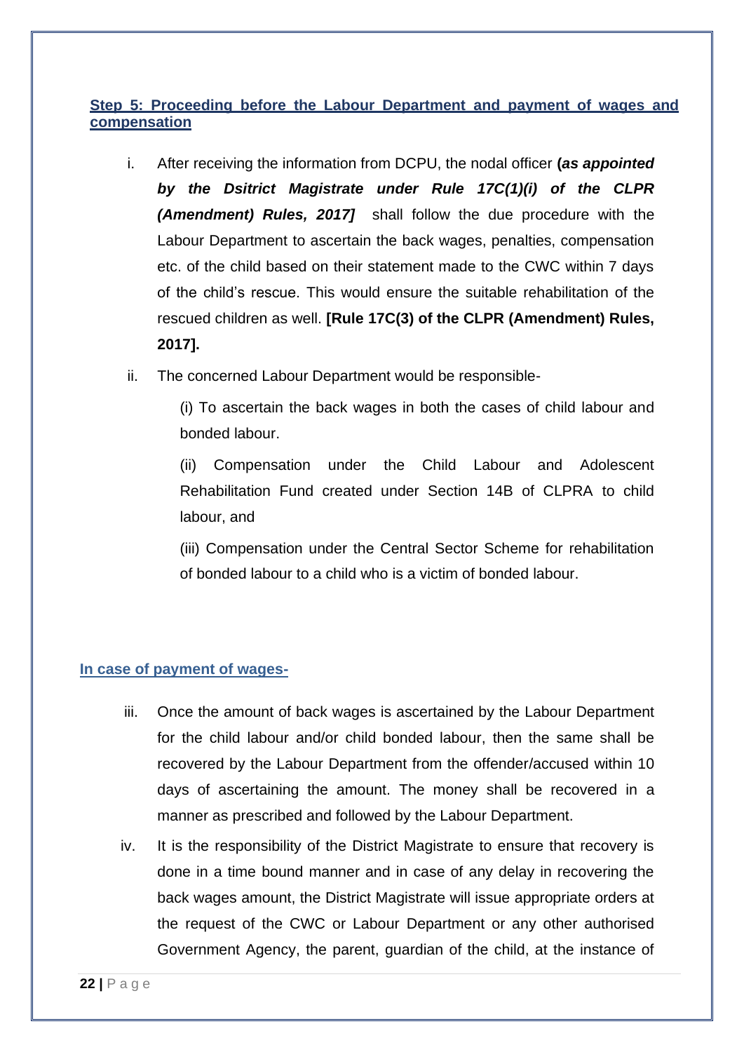## Step 5: Proceeding before the Labour Department and payment of wages and compensation

i. After receiving the information from DCPU, the nodal officer **(*as appointed by the Dsitrict Magistrate under Rule 17C(1)(i) of the CLPR (Amendment) Rules, 2017]*** shall follow the due procedure with the Labour Department to ascertain the back wages, penalties, compensation etc. of the child based on their statement made to the CWC within 7 days of the child's rescue. This would ensure the suitable rehabilitation of the rescued children as well. **[Rule 17C(3) of the CLPR (Amendment) Rules, 2017].**

ii. The concerned Labour Department would be responsible-

   (i) To ascertain the back wages in both the cases of child labour and bonded labour.

   (ii) Compensation under the Child Labour and Adolescent Rehabilitation Fund created under Section 14B of CLPRA to child labour, and

   (iii) Compensation under the Central Sector Scheme for rehabilitation of bonded labour to a child who is a victim of bonded labour.

### In case of payment of wages-

iii. Once the amount of back wages is ascertained by the Labour Department for the child labour and/or child bonded labour, then the same shall be recovered by the Labour Department from the offender/accused within 10 days of ascertaining the amount. The money shall be recovered in a manner as prescribed and followed by the Labour Department.

iv. It is the responsibility of the District Magistrate to ensure that recovery is done in a time bound manner and in case of any delay in recovering the back wages amount, the District Magistrate will issue appropriate orders at the request of the CWC or Labour Department or any other authorised Government Agency, the parent, guardian of the child, at the instance of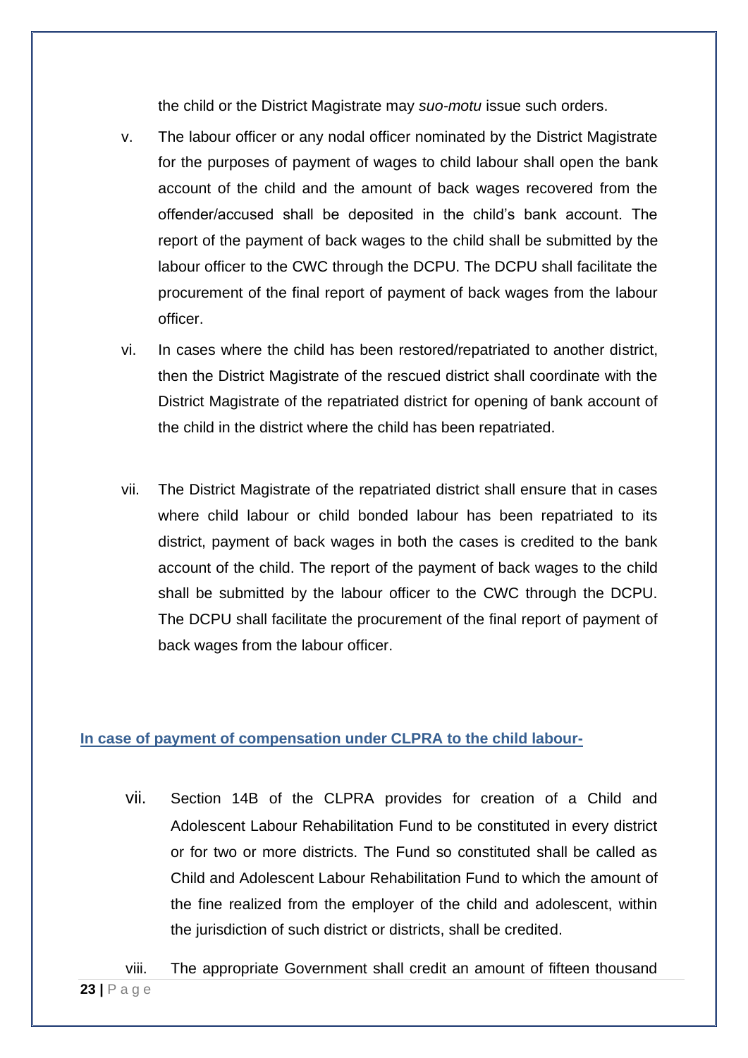the child or the District Magistrate may *suo-motu* issue such orders.

v. The labour officer or any nodal officer nominated by the District Magistrate for the purposes of payment of wages to child labour shall open the bank account of the child and the amount of back wages recovered from the offender/accused shall be deposited in the child's bank account. The report of the payment of back wages to the child shall be submitted by the labour officer to the CWC through the DCPU. The DCPU shall facilitate the procurement of the final report of payment of back wages from the labour officer.

vi. In cases where the child has been restored/repatriated to another district, then the District Magistrate of the rescued district shall coordinate with the District Magistrate of the repatriated district for opening of bank account of the child in the district where the child has been repatriated.

vii. The District Magistrate of the repatriated district shall ensure that in cases where child labour or child bonded labour has been repatriated to its district, payment of back wages in both the cases is credited to the bank account of the child. The report of the payment of back wages to the child shall be submitted by the labour officer to the CWC through the DCPU. The DCPU shall facilitate the procurement of the final report of payment of back wages from the labour officer.

**In case of payment of compensation under CLPRA to the child labour-**

vii. Section 14B of the CLPRA provides for creation of a Child and Adolescent Labour Rehabilitation Fund to be constituted in every district or for two or more districts. The Fund so constituted shall be called as Child and Adolescent Labour Rehabilitation Fund to which the amount of the fine realized from the employer of the child and adolescent, within the jurisdiction of such district or districts, shall be credited.

viii. The appropriate Government shall credit an amount of fifteen thousand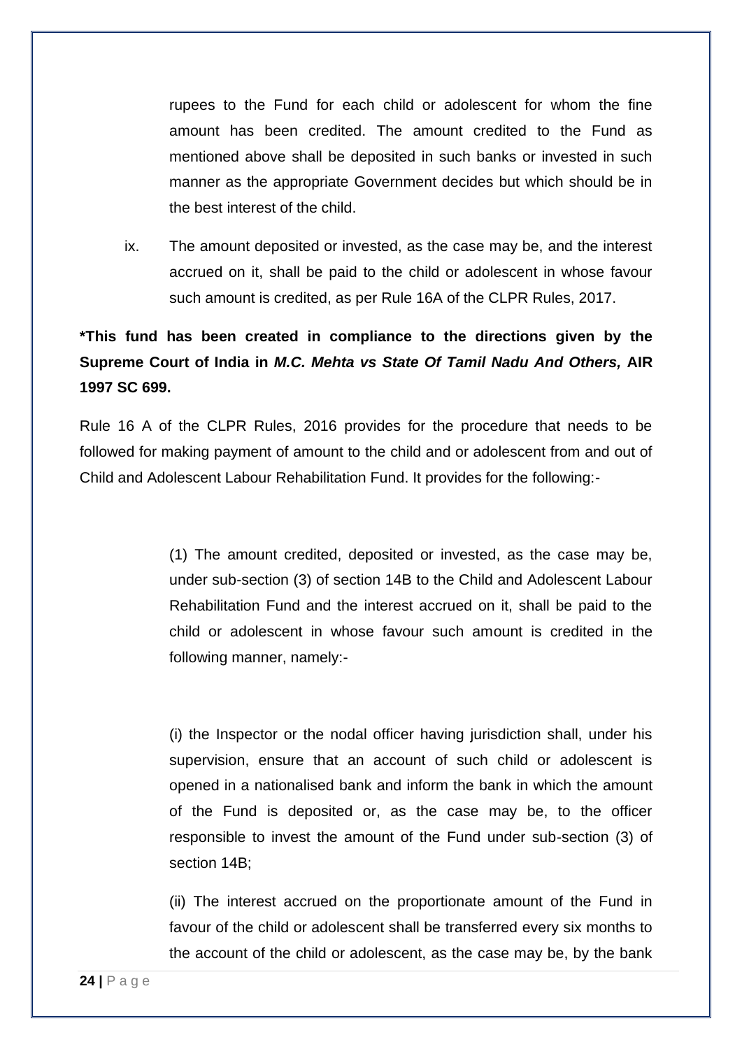rupees to the Fund for each child or adolescent for whom the fine amount has been credited. The amount credited to the Fund as mentioned above shall be deposited in such banks or invested in such manner as the appropriate Government decides but which should be in the best interest of the child.

ix. The amount deposited or invested, as the case may be, and the interest accrued on it, shall be paid to the child or adolescent in whose favour such amount is credited, as per Rule 16A of the CLPR Rules, 2017.

**\*This fund has been created in compliance to the directions given by the Supreme Court of India in *M.C. Mehta vs State Of Tamil Nadu And Others,* AIR 1997 SC 699.**

Rule 16 A of the CLPR Rules, 2016 provides for the procedure that needs to be followed for making payment of amount to the child and or adolescent from and out of Child and Adolescent Labour Rehabilitation Fund. It provides for the following:-

> (1) The amount credited, deposited or invested, as the case may be, under sub-section (3) of section 14B to the Child and Adolescent Labour Rehabilitation Fund and the interest accrued on it, shall be paid to the child or adolescent in whose favour such amount is credited in the following manner, namely:-
>
> (i) the Inspector or the nodal officer having jurisdiction shall, under his supervision, ensure that an account of such child or adolescent is opened in a nationalised bank and inform the bank in which the amount of the Fund is deposited or, as the case may be, to the officer responsible to invest the amount of the Fund under sub-section (3) of section 14B;
>
> (ii) The interest accrued on the proportionate amount of the Fund in favour of the child or adolescent shall be transferred every six months to the account of the child or adolescent, as the case may be, by the bank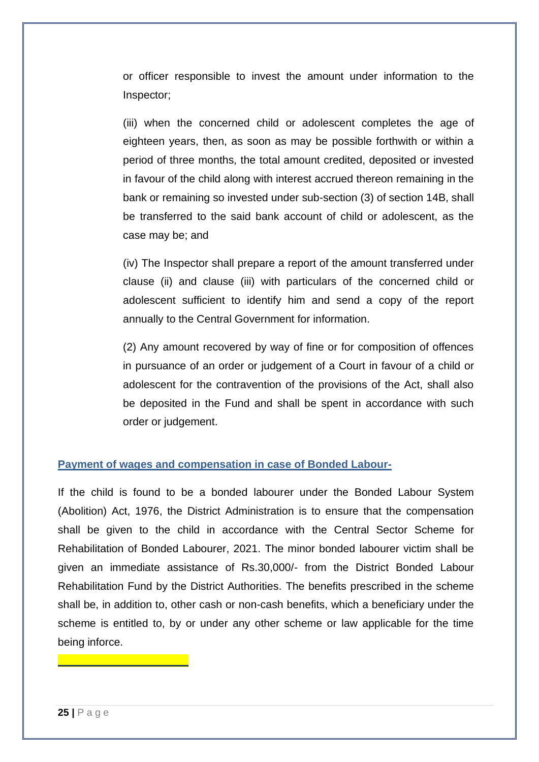or officer responsible to invest the amount under information to the Inspector;

(iii) when the concerned child or adolescent completes the age of eighteen years, then, as soon as may be possible forthwith or within a period of three months, the total amount credited, deposited or invested in favour of the child along with interest accrued thereon remaining in the bank or remaining so invested under sub-section (3) of section 14B, shall be transferred to the said bank account of child or adolescent, as the case may be; and

(iv) The Inspector shall prepare a report of the amount transferred under clause (ii) and clause (iii) with particulars of the concerned child or adolescent sufficient to identify him and send a copy of the report annually to the Central Government for information.

(2) Any amount recovered by way of fine or for composition of offences in pursuance of an order or judgement of a Court in favour of a child or adolescent for the contravention of the provisions of the Act, shall also be deposited in the Fund and shall be spent in accordance with such order or judgement.

**Payment of wages and compensation in case of Bonded Labour-**

If the child is found to be a bonded labourer under the Bonded Labour System (Abolition) Act, 1976, the District Administration is to ensure that the compensation shall be given to the child in accordance with the Central Sector Scheme for Rehabilitation of Bonded Labourer, 2021. The minor bonded labourer victim shall be given an immediate assistance of Rs.30,000/- from the District Bonded Labour Rehabilitation Fund by the District Authorities. The benefits prescribed in the scheme shall be, in addition to, other cash or non-cash benefits, which a beneficiary under the scheme is entitled to, by or under any other scheme or law applicable for the time being inforce.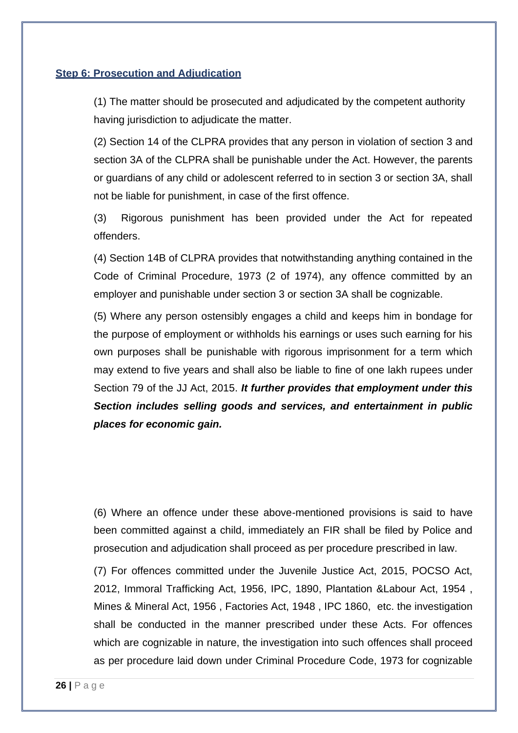## **Step 6: Prosecution and Adjudication**

(1) The matter should be prosecuted and adjudicated by the competent authority having jurisdiction to adjudicate the matter.

(2) Section 14 of the CLPRA provides that any person in violation of section 3 and section 3A of the CLPRA shall be punishable under the Act. However, the parents or guardians of any child or adolescent referred to in section 3 or section 3A, shall not be liable for punishment, in case of the first offence.

(3) Rigorous punishment has been provided under the Act for repeated offenders.

(4) Section 14B of CLPRA provides that notwithstanding anything contained in the Code of Criminal Procedure, 1973 (2 of 1974), any offence committed by an employer and punishable under section 3 or section 3A shall be cognizable.

(5) Where any person ostensibly engages a child and keeps him in bondage for the purpose of employment or withholds his earnings or uses such earning for his own purposes shall be punishable with rigorous imprisonment for a term which may extend to five years and shall also be liable to fine of one lakh rupees under Section 79 of the JJ Act, 2015. ***It further provides that employment under this Section includes selling goods and services, and entertainment in public places for economic gain.***

(6) Where an offence under these above-mentioned provisions is said to have been committed against a child, immediately an FIR shall be filed by Police and prosecution and adjudication shall proceed as per procedure prescribed in law.

(7) For offences committed under the Juvenile Justice Act, 2015, POCSO Act, 2012, Immoral Trafficking Act, 1956, IPC, 1890, Plantation &Labour Act, 1954 , Mines & Mineral Act, 1956 , Factories Act, 1948 , IPC 1860, etc. the investigation shall be conducted in the manner prescribed under these Acts. For offences which are cognizable in nature, the investigation into such offences shall proceed as per procedure laid down under Criminal Procedure Code, 1973 for cognizable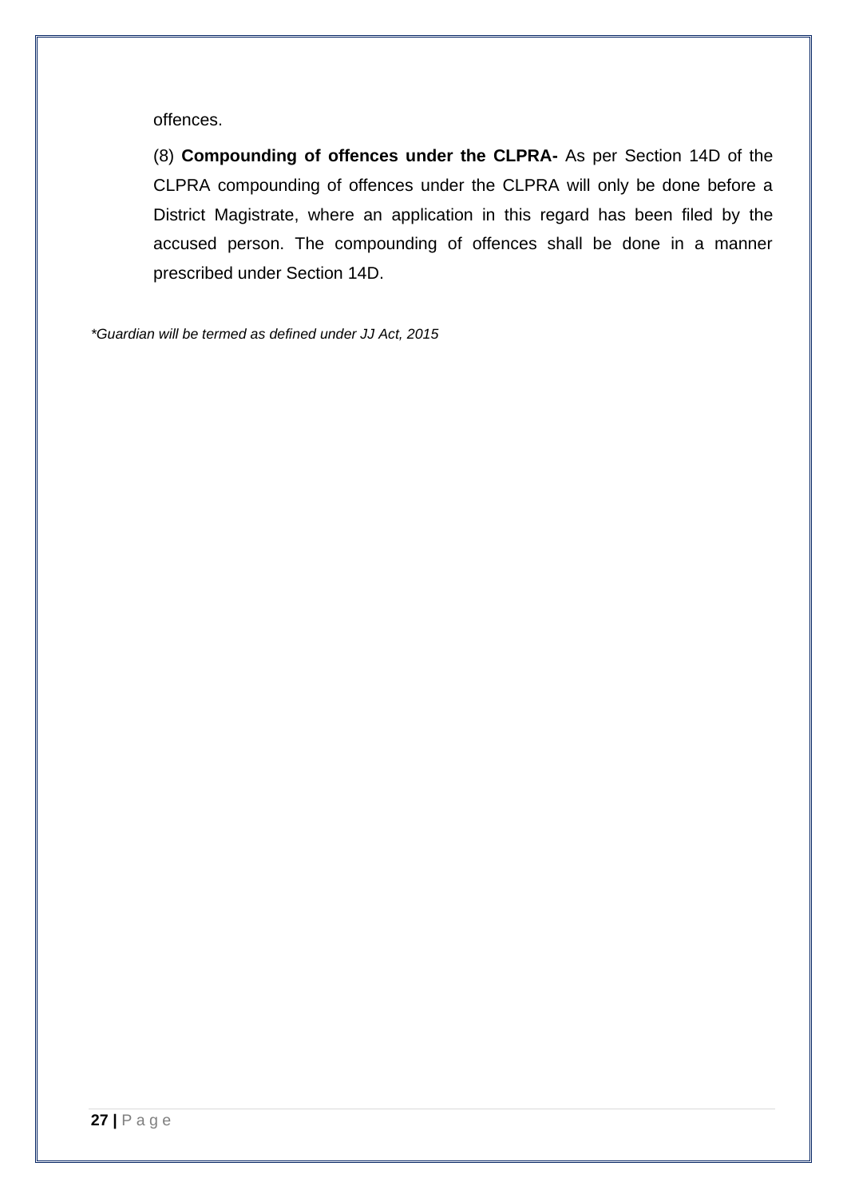offences.

(8) **Compounding of offences under the CLPRA-** As per Section 14D of the CLPRA compounding of offences under the CLPRA will only be done before a District Magistrate, where an application in this regard has been filed by the accused person. The compounding of offences shall be done in a manner prescribed under Section 14D.

*\*Guardian will be termed as defined under JJ Act, 2015*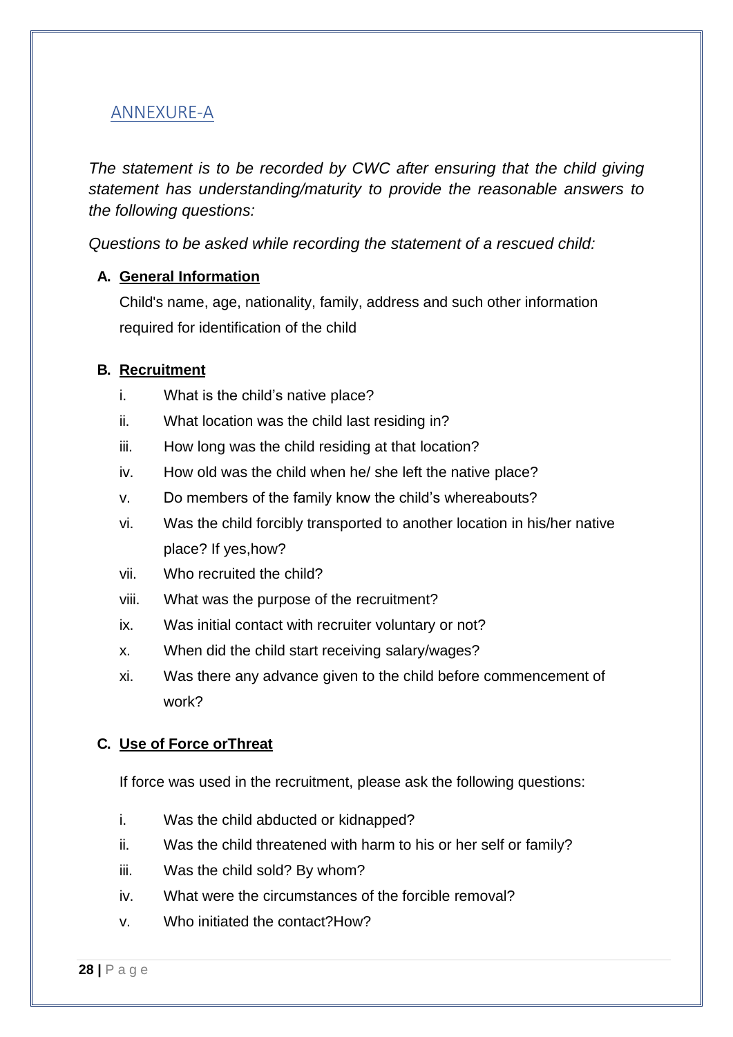## ANNEXURE-A

*The statement is to be recorded by CWC after ensuring that the child giving statement has understanding/maturity to provide the reasonable answers to the following questions:*

*Questions to be asked while recording the statement of a rescued child:*

**A. General Information**

Child's name, age, nationality, family, address and such other information required for identification of the child

**B. Recruitment**

i. What is the child's native place?

ii. What location was the child last residing in?

iii. How long was the child residing at that location?

iv. How old was the child when he/ she left the native place?

v. Do members of the family know the child's whereabouts?

vi. Was the child forcibly transported to another location in his/her native place? If yes,how?

vii. Who recruited the child?

viii. What was the purpose of the recruitment?

ix. Was initial contact with recruiter voluntary or not?

x. When did the child start receiving salary/wages?

xi. Was there any advance given to the child before commencement of work?

**C. Use of Force orThreat**

If force was used in the recruitment, please ask the following questions:

i. Was the child abducted or kidnapped?

ii. Was the child threatened with harm to his or her self or family?

iii. Was the child sold? By whom?

iv. What were the circumstances of the forcible removal?

v. Who initiated the contact?How?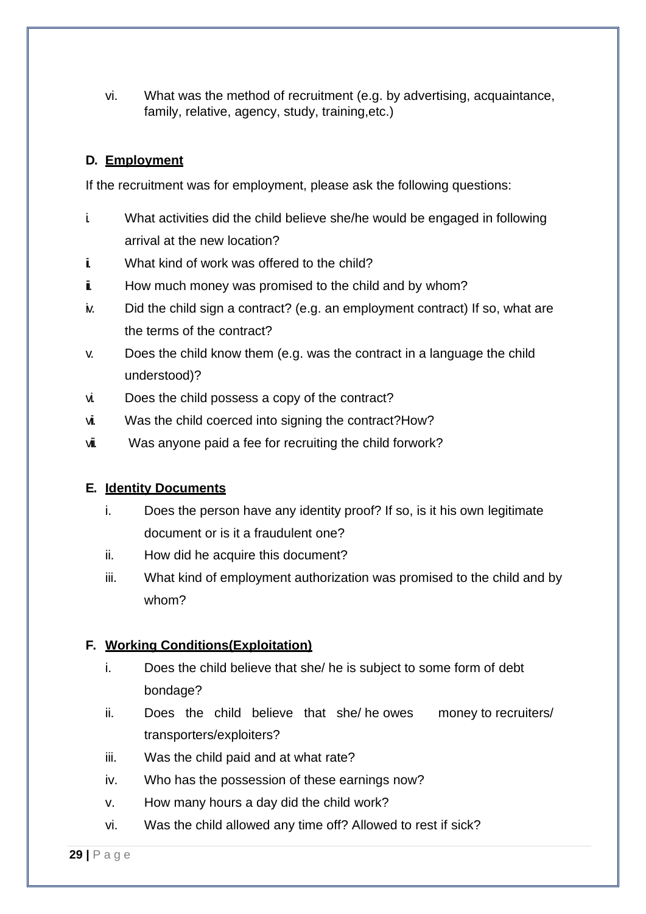vi. What was the method of recruitment (e.g. by advertising, acquaintance, family, relative, agency, study, training,etc.)

**D. Employment**

If the recruitment was for employment, please ask the following questions:

i. What activities did the child believe she/he would be engaged in following arrival at the new location?
ii. What kind of work was offered to the child?
iii. How much money was promised to the child and by whom?
iv. Did the child sign a contract? (e.g. an employment contract) If so, what are the terms of the contract?
v. Does the child know them (e.g. was the contract in a language the child understood)?
vi. Does the child possess a copy of the contract?
vii. Was the child coerced into signing the contract?How?
viii. Was anyone paid a fee for recruiting the child forwork?

**E. Identity Documents**

i. Does the person have any identity proof? If so, is it his own legitimate document or is it a fraudulent one?
ii. How did he acquire this document?
iii. What kind of employment authorization was promised to the child and by whom?

**F. Working Conditions(Exploitation)**

i. Does the child believe that she/ he is subject to some form of debt bondage?
ii. Does the child believe that she/ he owes money to recruiters/ transporters/exploiters?
iii. Was the child paid and at what rate?
iv. Who has the possession of these earnings now?
v. How many hours a day did the child work?
vi. Was the child allowed any time off? Allowed to rest if sick?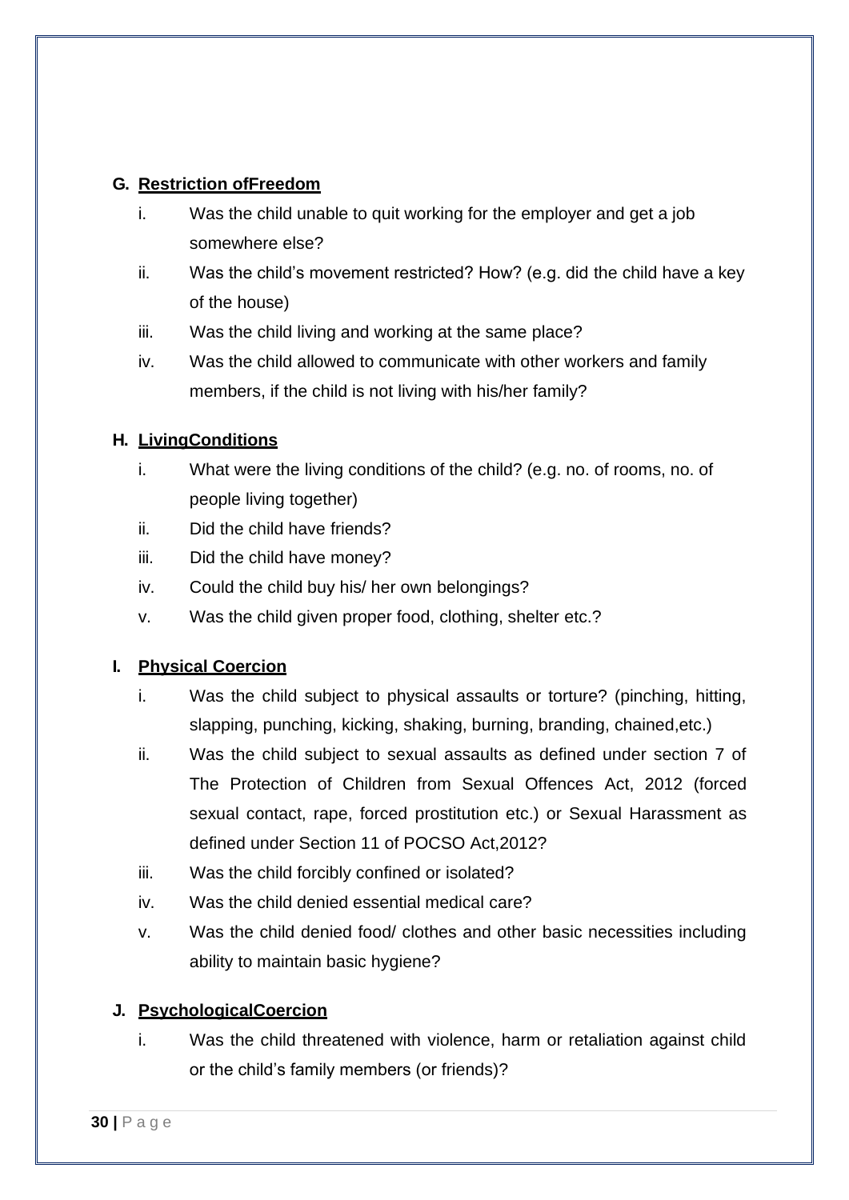**G. Restriction ofFreedom**

i. Was the child unable to quit working for the employer and get a job somewhere else?
ii. Was the child's movement restricted? How? (e.g. did the child have a key of the house)
iii. Was the child living and working at the same place?
iv. Was the child allowed to communicate with other workers and family members, if the child is not living with his/her family?

**H. LivingConditions**

i. What were the living conditions of the child? (e.g. no. of rooms, no. of people living together)
ii. Did the child have friends?
iii. Did the child have money?
iv. Could the child buy his/ her own belongings?
v. Was the child given proper food, clothing, shelter etc.?

**I. Physical Coercion**

i. Was the child subject to physical assaults or torture? (pinching, hitting, slapping, punching, kicking, shaking, burning, branding, chained,etc.)
ii. Was the child subject to sexual assaults as defined under section 7 of The Protection of Children from Sexual Offences Act, 2012 (forced sexual contact, rape, forced prostitution etc.) or Sexual Harassment as defined under Section 11 of POCSO Act,2012?
iii. Was the child forcibly confined or isolated?
iv. Was the child denied essential medical care?
v. Was the child denied food/ clothes and other basic necessities including ability to maintain basic hygiene?

**J. PsychologicalCoercion**

i. Was the child threatened with violence, harm or retaliation against child or the child's family members (or friends)?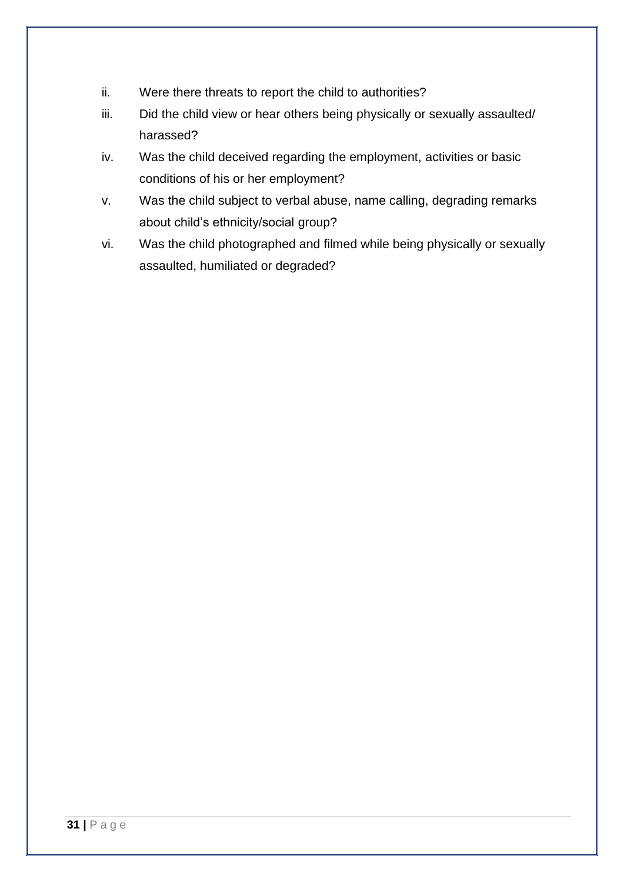ii. Were there threats to report the child to authorities?

iii. Did the child view or hear others being physically or sexually assaulted/ harassed?

iv. Was the child deceived regarding the employment, activities or basic conditions of his or her employment?

v. Was the child subject to verbal abuse, name calling, degrading remarks about child's ethnicity/social group?

vi. Was the child photographed and filmed while being physically or sexually assaulted, humiliated or degraded?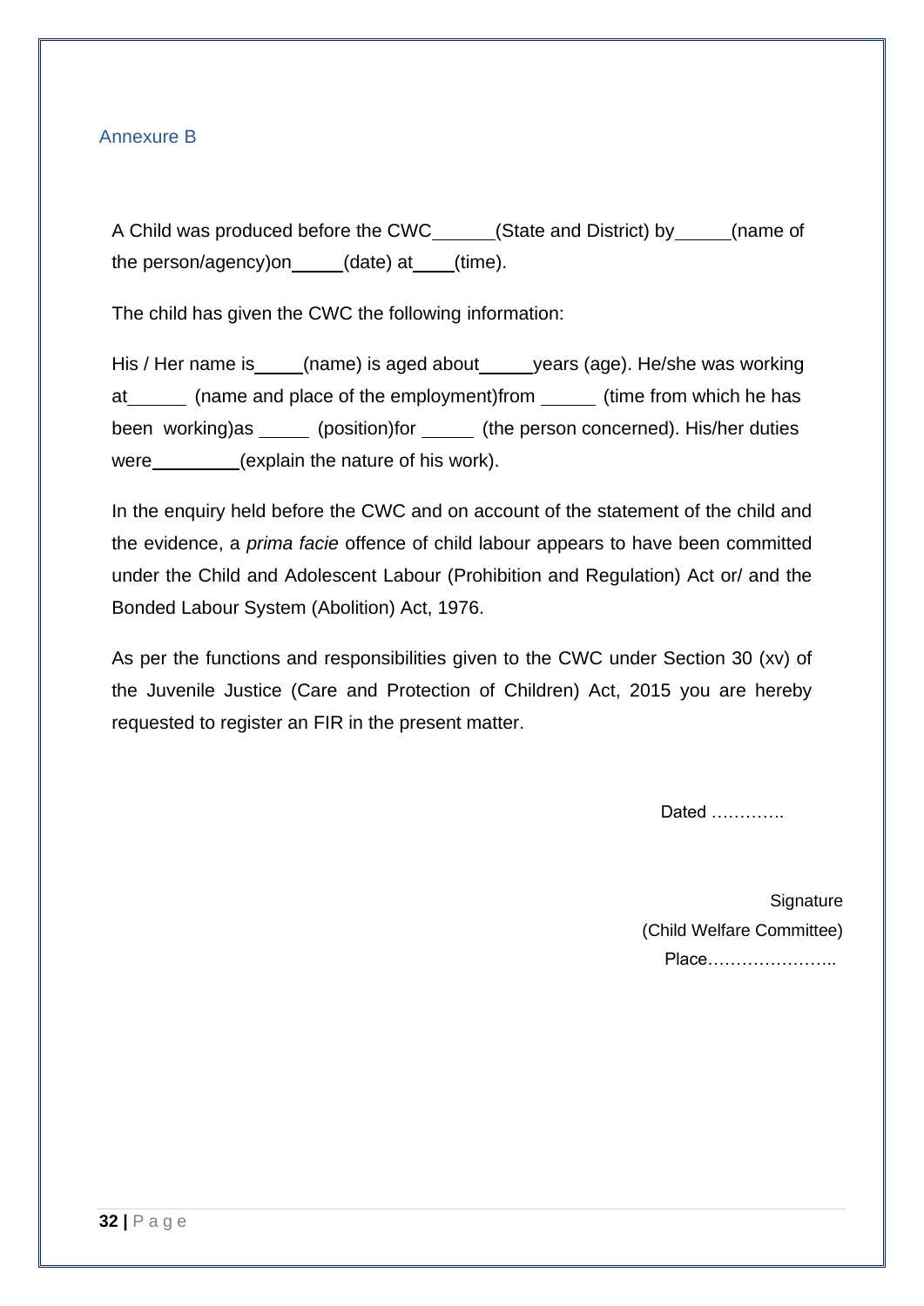Annexure B

A Child was produced before the CWC______(State and District) by______(name of the person/agency)on_____(date) at____(time).

The child has given the CWC the following information:

His / Her name is_____(name) is aged about_____years (age). He/she was working at______ (name and place of the employment)from ______ (time from which he has been working)as _____ (position)for _____ (the person concerned). His/her duties were_________(explain the nature of his work).

In the enquiry held before the CWC and on account of the statement of the child and the evidence, a *prima facie* offence of child labour appears to have been committed under the Child and Adolescent Labour (Prohibition and Regulation) Act or/ and the Bonded Labour System (Abolition) Act, 1976.

As per the functions and responsibilities given to the CWC under Section 30 (xv) of the Juvenile Justice (Care and Protection of Children) Act, 2015 you are hereby requested to register an FIR in the present matter.

Dated ………….

Signature
(Child Welfare Committee)
Place…………………..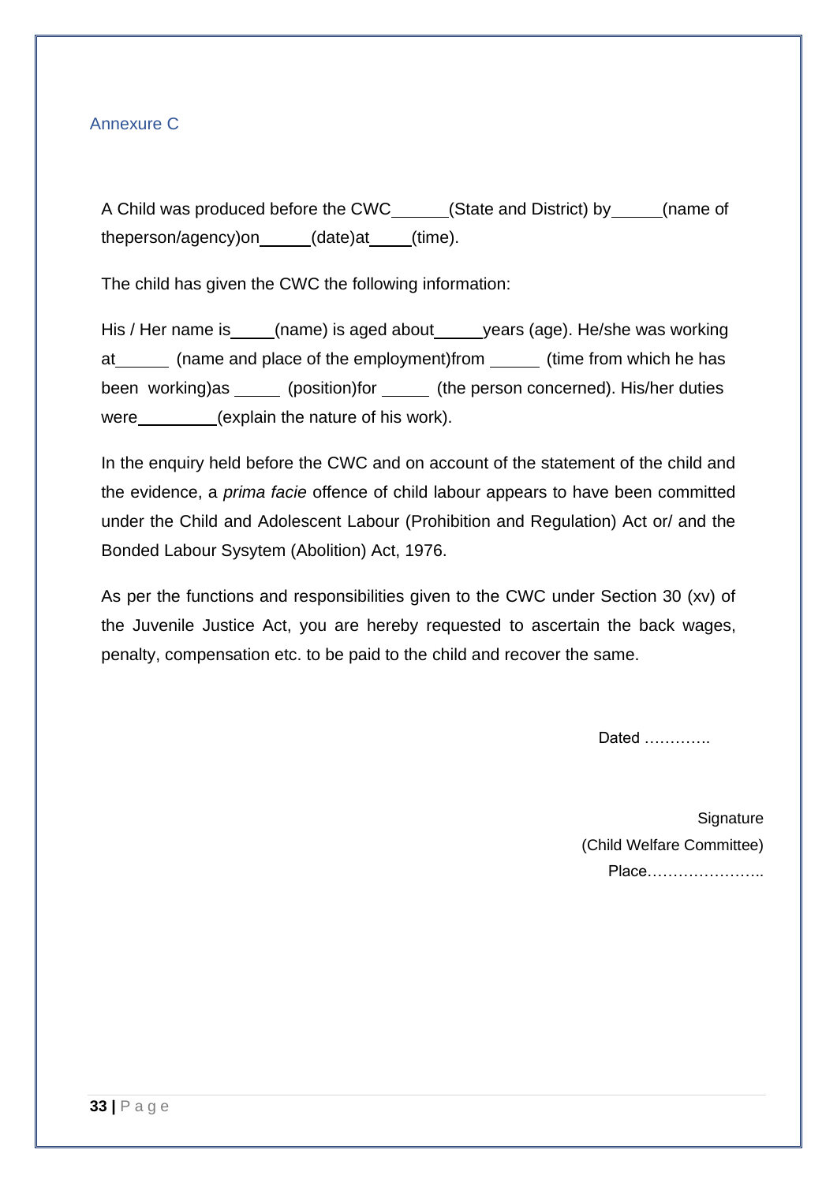## Annexure C

A Child was produced before the CWC______(State and District) by______(name of theperson/agency)on______(date)at_____(time).

The child has given the CWC the following information:

His / Her name is_____(name) is aged about_____years (age). He/she was working at______ (name and place of the employment)from ______ (time from which he has been working)as _____ (position)for _____ (the person concerned). His/her duties were_________(explain the nature of his work).

In the enquiry held before the CWC and on account of the statement of the child and the evidence, a *prima facie* offence of child labour appears to have been committed under the Child and Adolescent Labour (Prohibition and Regulation) Act or/ and the Bonded Labour Sysytem (Abolition) Act, 1976.

As per the functions and responsibilities given to the CWC under Section 30 (xv) of the Juvenile Justice Act, you are hereby requested to ascertain the back wages, penalty, compensation etc. to be paid to the child and recover the same.

Dated ………….

Signature
(Child Welfare Committee)
Place…………………..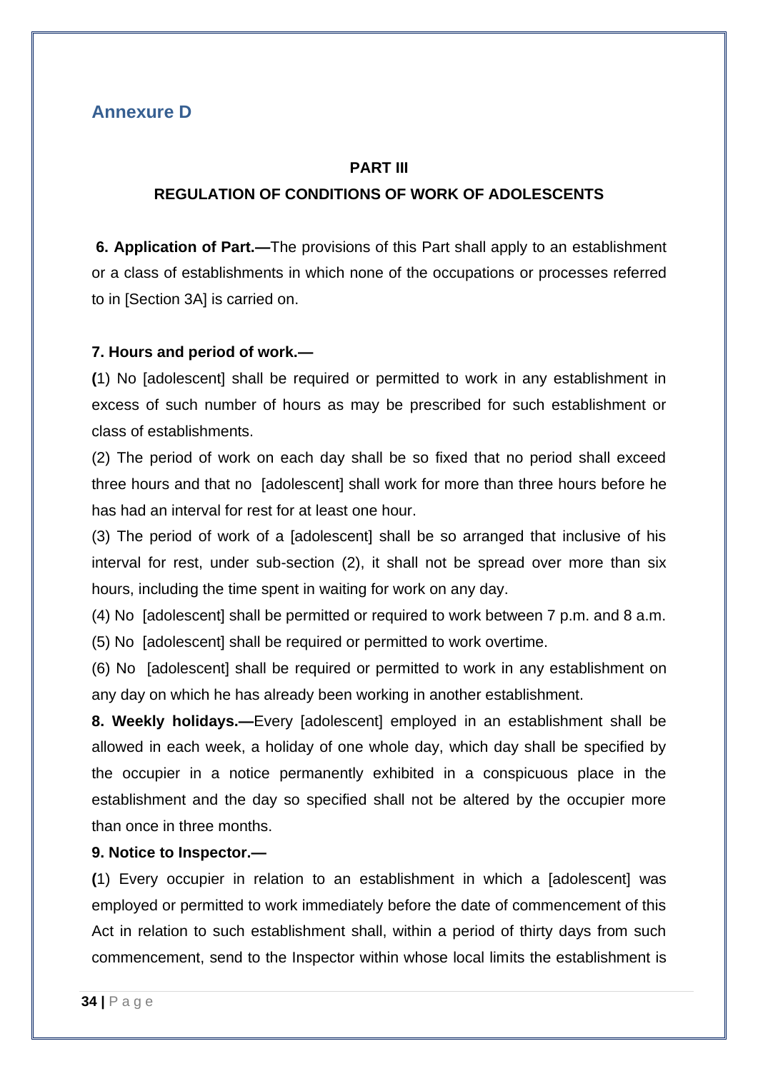## Annexure D

**PART III**

**REGULATION OF CONDITIONS OF WORK OF ADOLESCENTS**

**6. Application of Part.—**The provisions of this Part shall apply to an establishment or a class of establishments in which none of the occupations or processes referred to in [Section 3A] is carried on.

**7. Hours and period of work.—**

**(**1) No [adolescent] shall be required or permitted to work in any establishment in excess of such number of hours as may be prescribed for such establishment or class of establishments.

(2) The period of work on each day shall be so fixed that no period shall exceed three hours and that no [adolescent] shall work for more than three hours before he has had an interval for rest for at least one hour.

(3) The period of work of a [adolescent] shall be so arranged that inclusive of his interval for rest, under sub-section (2), it shall not be spread over more than six hours, including the time spent in waiting for work on any day.

(4) No [adolescent] shall be permitted or required to work between 7 p.m. and 8 a.m.

(5) No [adolescent] shall be required or permitted to work overtime.

(6) No [adolescent] shall be required or permitted to work in any establishment on any day on which he has already been working in another establishment.

**8. Weekly holidays.—**Every [adolescent] employed in an establishment shall be allowed in each week, a holiday of one whole day, which day shall be specified by the occupier in a notice permanently exhibited in a conspicuous place in the establishment and the day so specified shall not be altered by the occupier more than once in three months.

**9. Notice to Inspector.—**

**(**1) Every occupier in relation to an establishment in which a [adolescent] was employed or permitted to work immediately before the date of commencement of this Act in relation to such establishment shall, within a period of thirty days from such commencement, send to the Inspector within whose local limits the establishment is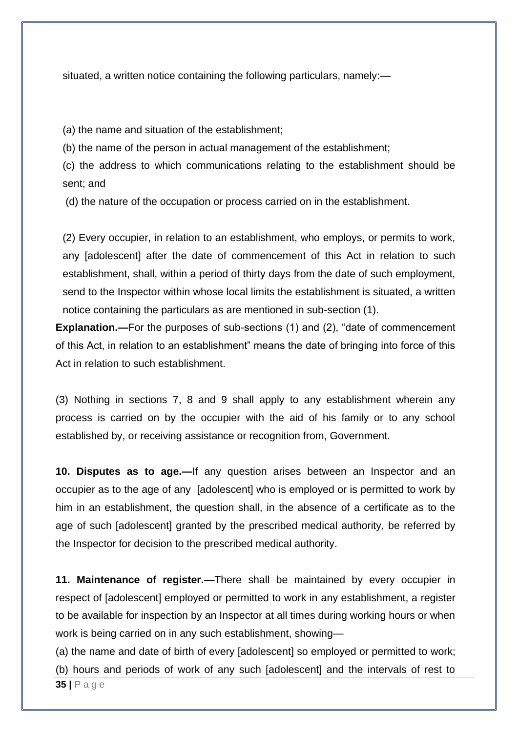situated, a written notice containing the following particulars, namely:—

(a) the name and situation of the establishment;

(b) the name of the person in actual management of the establishment;

(c) the address to which communications relating to the establishment should be sent; and

(d) the nature of the occupation or process carried on in the establishment.

(2) Every occupier, in relation to an establishment, who employs, or permits to work, any [adolescent] after the date of commencement of this Act in relation to such establishment, shall, within a period of thirty days from the date of such employment, send to the Inspector within whose local limits the establishment is situated, a written notice containing the particulars as are mentioned in sub-section (1).

**Explanation.—**For the purposes of sub-sections (1) and (2), "date of commencement of this Act, in relation to an establishment" means the date of bringing into force of this Act in relation to such establishment.

(3) Nothing in sections 7, 8 and 9 shall apply to any establishment wherein any process is carried on by the occupier with the aid of his family or to any school established by, or receiving assistance or recognition from, Government.

**10. Disputes as to age.—**If any question arises between an Inspector and an occupier as to the age of any [adolescent] who is employed or is permitted to work by him in an establishment, the question shall, in the absence of a certificate as to the age of such [adolescent] granted by the prescribed medical authority, be referred by the Inspector for decision to the prescribed medical authority.

**11. Maintenance of register.—**There shall be maintained by every occupier in respect of [adolescent] employed or permitted to work in any establishment, a register to be available for inspection by an Inspector at all times during working hours or when work is being carried on in any such establishment, showing—

(a) the name and date of birth of every [adolescent] so employed or permitted to work;

(b) hours and periods of work of any such [adolescent] and the intervals of rest to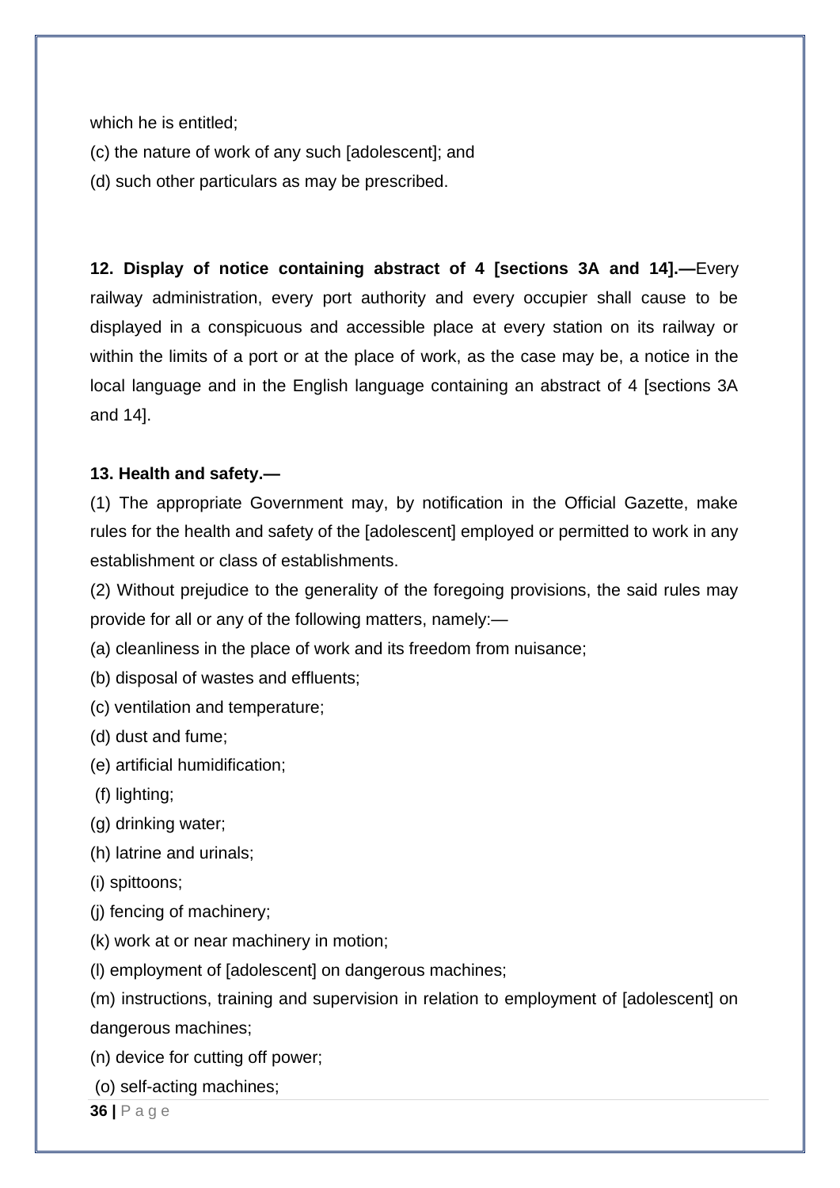which he is entitled;

(c) the nature of work of any such [adolescent]; and

(d) such other particulars as may be prescribed.

**12. Display of notice containing abstract of 4 [sections 3A and 14].—**Every railway administration, every port authority and every occupier shall cause to be displayed in a conspicuous and accessible place at every station on its railway or within the limits of a port or at the place of work, as the case may be, a notice in the local language and in the English language containing an abstract of 4 [sections 3A and 14].

**13. Health and safety.—**

(1) The appropriate Government may, by notification in the Official Gazette, make rules for the health and safety of the [adolescent] employed or permitted to work in any establishment or class of establishments.

(2) Without prejudice to the generality of the foregoing provisions, the said rules may provide for all or any of the following matters, namely:—

(a) cleanliness in the place of work and its freedom from nuisance;

(b) disposal of wastes and effluents;

(c) ventilation and temperature;

(d) dust and fume;

(e) artificial humidification;

(f) lighting;

(g) drinking water;

(h) latrine and urinals;

(i) spittoons;

(j) fencing of machinery;

(k) work at or near machinery in motion;

(l) employment of [adolescent] on dangerous machines;

(m) instructions, training and supervision in relation to employment of [adolescent] on dangerous machines;

(n) device for cutting off power;

(o) self-acting machines;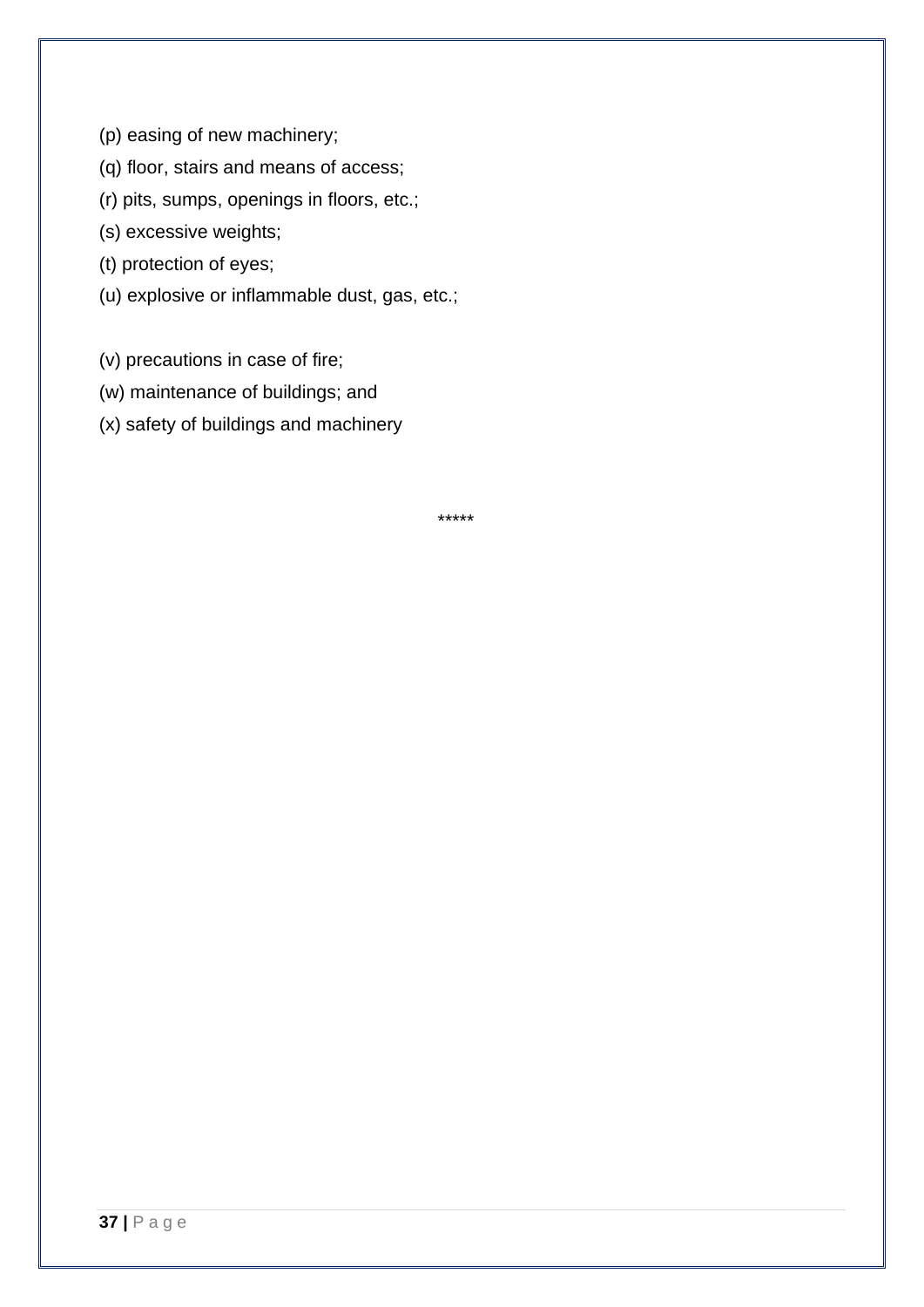(p) easing of new machinery;

(q) floor, stairs and means of access;

(r) pits, sumps, openings in floors, etc.;

(s) excessive weights;

(t) protection of eyes;

(u) explosive or inflammable dust, gas, etc.;

(v) precautions in case of fire;

(w) maintenance of buildings; and

(x) safety of buildings and machinery

*****